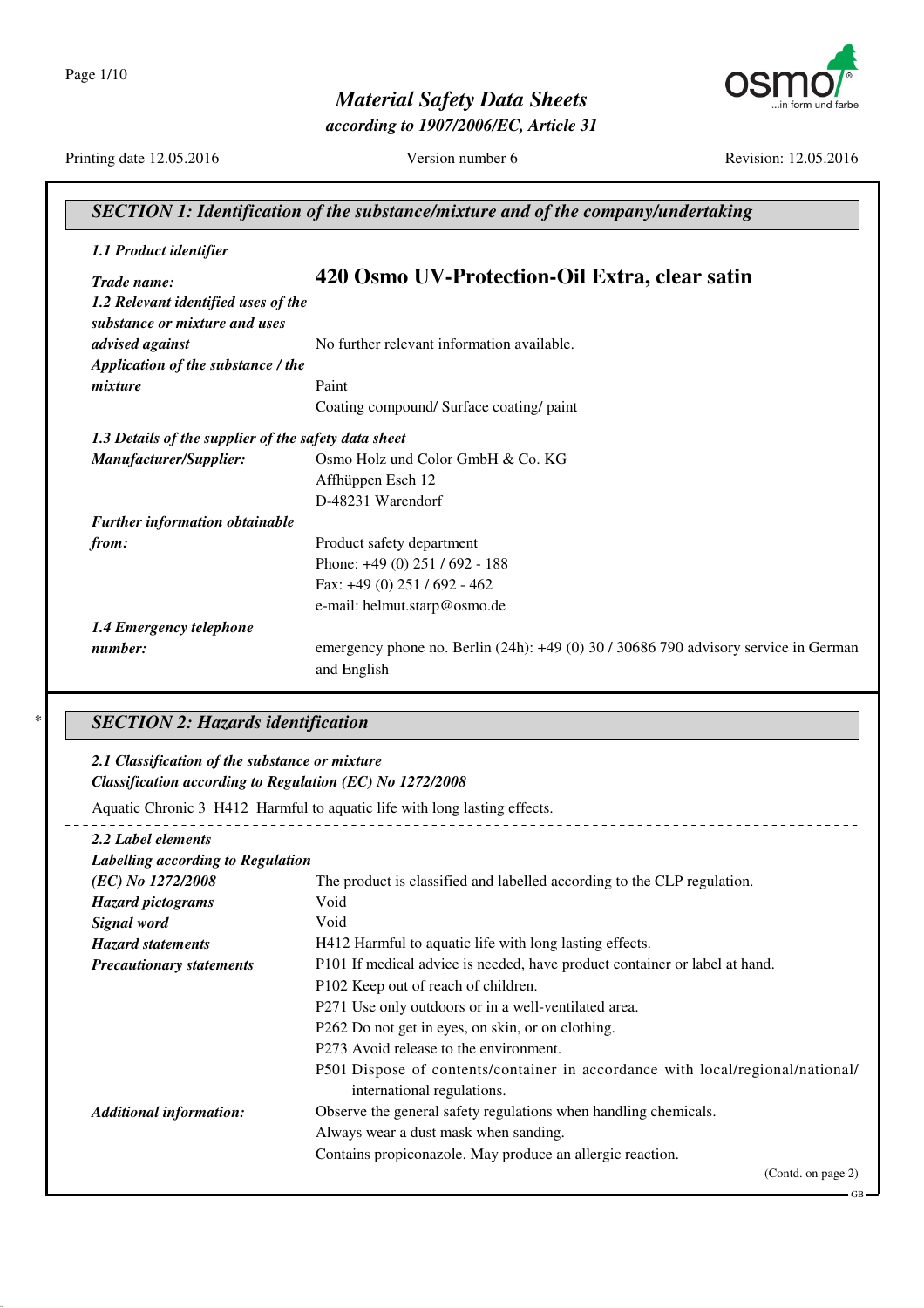# Material Safety Data Sheets

*according to 1907/2006/EC, Article 31*

Printing date 12.05.2016 | Version number 6 | Revision: 12.05.2016

## SECTION 1: Identification of the substance/mixture and of the company/undertaking

***1.1 Product identifier***

***Trade name:*** **420 Osmo UV-Protection-Oil Extra, clear satin**

***1.2 Relevant identified uses of the substance or mixture and uses advised against*** No further relevant information available.

***Application of the substance / the mixture*** Paint
Coating compound/ Surface coating/ paint

***1.3 Details of the supplier of the safety data sheet***

***Manufacturer/Supplier:***
Osmo Holz und Color GmbH & Co. KG
Affhüppen Esch 12
D-48231 Warendorf

***Further information obtainable from:***
Product safety department
Phone: +49 (0) 251 / 692 - 188
Fax: +49 (0) 251 / 692 - 462
e-mail: helmut.starp@osmo.de

***1.4 Emergency telephone number:*** emergency phone no. Berlin (24h): +49 (0) 30 / 30686 790 advisory service in German and English

## SECTION 2: Hazards identification

***2.1 Classification of the substance or mixture***

***Classification according to Regulation (EC) No 1272/2008***

Aquatic Chronic 3 H412 Harmful to aquatic life with long lasting effects.

***2.2 Label elements***

***Labelling according to Regulation (EC) No 1272/2008*** The product is classified and labelled according to the CLP regulation.

***Hazard pictograms*** Void

***Signal word*** Void

***Hazard statements*** H412 Harmful to aquatic life with long lasting effects.

***Precautionary statements***
P101 If medical advice is needed, have product container or label at hand.
P102 Keep out of reach of children.
P271 Use only outdoors or in a well-ventilated area.
P262 Do not get in eyes, on skin, or on clothing.
P273 Avoid release to the environment.
P501 Dispose of contents/container in accordance with local/regional/national/international regulations.

***Additional information:***
Observe the general safety regulations when handling chemicals.
Always wear a dust mask when sanding.
Contains propiconazole. May produce an allergic reaction.

(Contd. on page 2)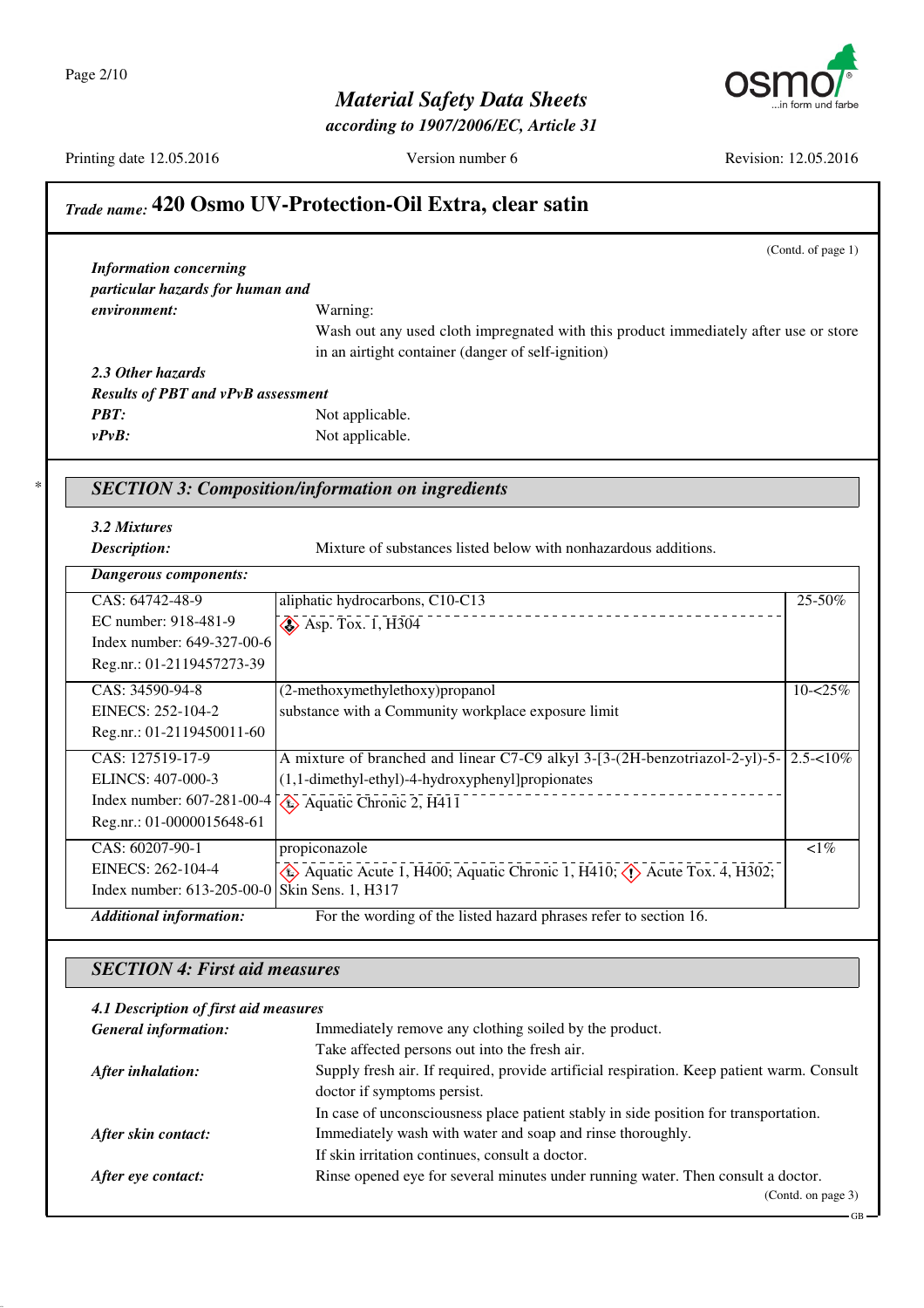## Trade name: 420 Osmo UV-Protection-Oil Extra, clear satin

(Contd. of page 1)

***Information concerning particular hazards for human and environment:*** Warning:
Wash out any used cloth impregnated with this product immediately after use or store in an airtight container (danger of self-ignition)

***2.3 Other hazards***

***Results of PBT and vPvB assessment***

***PBT:*** Not applicable.

***vPvB:*** Not applicable.

## SECTION 3: Composition/information on ingredients

***3.2 Mixtures***

***Description:*** Mixture of substances listed below with nonhazardous additions.

| *Dangerous components:* | | |
|---|---|---|
| CAS: 64742-48-9<br>EC number: 918-481-9<br>Index number: 649-327-00-6<br>Reg.nr.: 01-2119457273-39 | aliphatic hydrocarbons, C10-C13<br>Asp. Tox. 1, H304 | 25-50% |
| CAS: 34590-94-8<br>EINECS: 252-104-2<br>Reg.nr.: 01-2119450011-60 | (2-methoxymethylethoxy)propanol<br>substance with a Community workplace exposure limit | 10-<25% |
| CAS: 127519-17-9<br>ELINCS: 407-000-3<br>Index number: 607-281-00-4<br>Reg.nr.: 01-0000015648-61 | A mixture of branched and linear C7-C9 alkyl 3-[3-(2H-benzotriazol-2-yl)-5-(1,1-dimethyl-ethyl)-4-hydroxyphenyl]propionates<br>Aquatic Chronic 2, H411 | 2.5-<10% |
| CAS: 60207-90-1<br>EINECS: 262-104-4<br>Index number: 613-205-00-0 | propiconazole<br>Aquatic Acute 1, H400; Aquatic Chronic 1, H410; Acute Tox. 4, H302; Skin Sens. 1, H317 | <1% |

***Additional information:*** For the wording of the listed hazard phrases refer to section 16.

## SECTION 4: First aid measures

***4.1 Description of first aid measures***

***General information:*** Immediately remove any clothing soiled by the product.
Take affected persons out into the fresh air.

***After inhalation:*** Supply fresh air. If required, provide artificial respiration. Keep patient warm. Consult doctor if symptoms persist.
In case of unconsciousness place patient stably in side position for transportation.

***After skin contact:*** Immediately wash with water and soap and rinse thoroughly.
If skin irritation continues, consult a doctor.

***After eye contact:*** Rinse opened eye for several minutes under running water. Then consult a doctor.

(Contd. on page 3)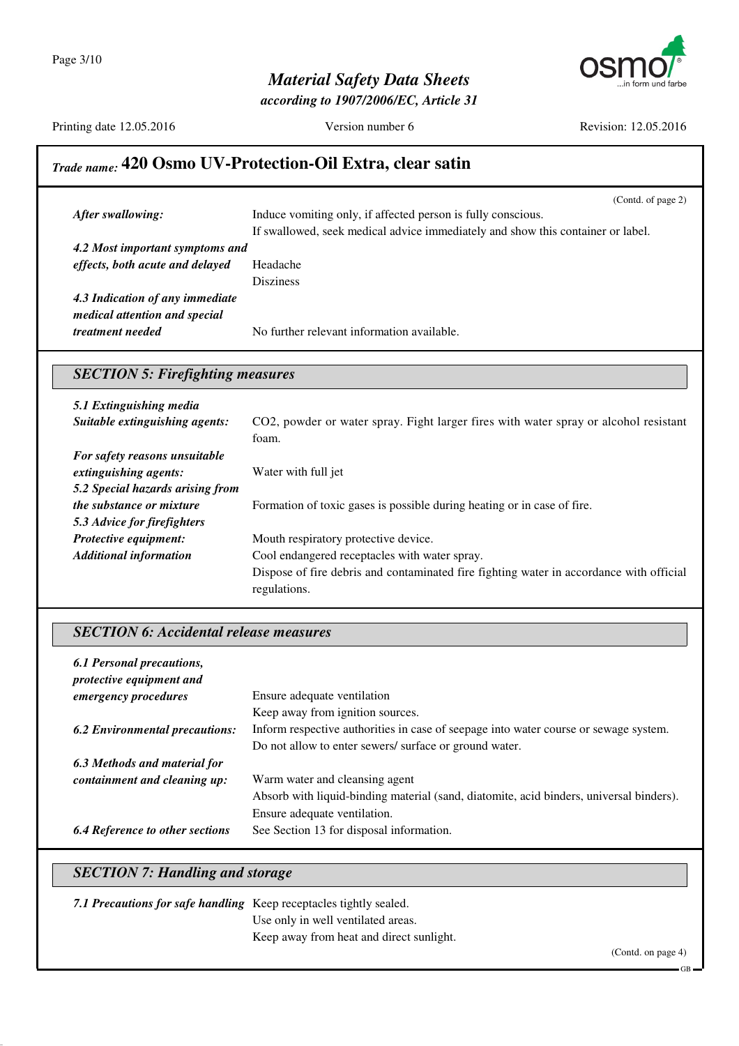## Trade name: 420 Osmo UV-Protection-Oil Extra, clear satin

(Contd. of page 2)

***After swallowing:*** Induce vomiting only, if affected person is fully conscious.
If swallowed, seek medical advice immediately and show this container or label.

***4.2 Most important symptoms and effects, both acute and delayed*** Headache
Disziness

***4.3 Indication of any immediate medical attention and special treatment needed*** No further relevant information available.

### SECTION 5: Firefighting measures

***5.1 Extinguishing media***

***Suitable extinguishing agents:*** $CO_2$, powder or water spray. Fight larger fires with water spray or alcohol resistant foam.

***For safety reasons unsuitable extinguishing agents:*** Water with full jet

***5.2 Special hazards arising from the substance or mixture*** Formation of toxic gases is possible during heating or in case of fire.

***5.3 Advice for firefighters***

***Protective equipment:*** Mouth respiratory protective device.

***Additional information*** Cool endangered receptacles with water spray.
Dispose of fire debris and contaminated fire fighting water in accordance with official regulations.

### SECTION 6: Accidental release measures

***6.1 Personal precautions, protective equipment and emergency procedures*** Ensure adequate ventilation
Keep away from ignition sources.

***6.2 Environmental precautions:*** Inform respective authorities in case of seepage into water course or sewage system.
Do not allow to enter sewers/ surface or ground water.

***6.3 Methods and material for containment and cleaning up:*** Warm water and cleansing agent
Absorb with liquid-binding material (sand, diatomite, acid binders, universal binders).
Ensure adequate ventilation.

***6.4 Reference to other sections*** See Section 13 for disposal information.

### SECTION 7: Handling and storage

***7.1 Precautions for safe handling*** Keep receptacles tightly sealed.
Use only in well ventilated areas.
Keep away from heat and direct sunlight.

(Contd. on page 4)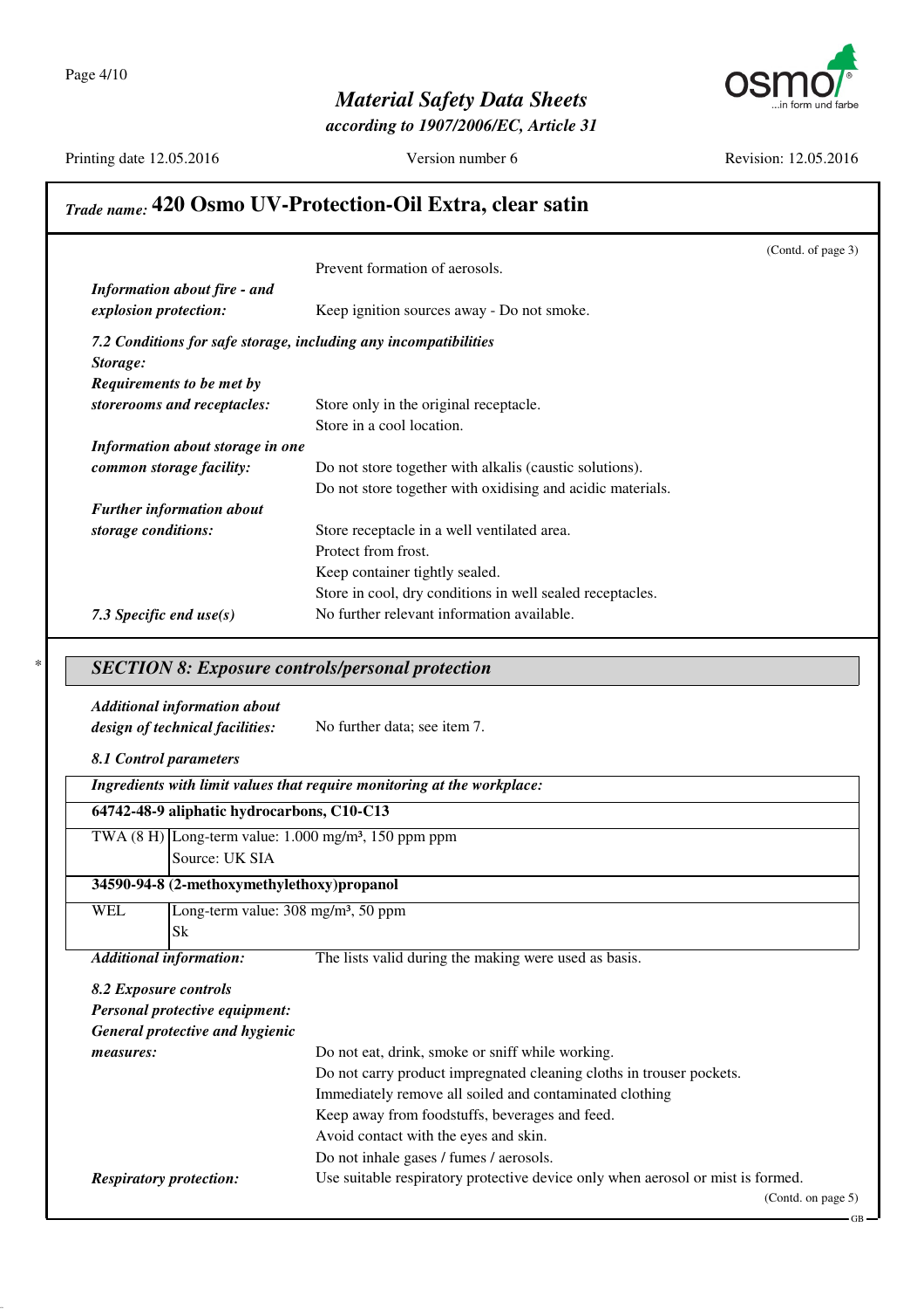## Trade name: 420 Osmo UV-Protection-Oil Extra, clear satin

(Contd. of page 3)

Prevent formation of aerosols.

***Information about fire - and explosion protection:*** Keep ignition sources away - Do not smoke.

***7.2 Conditions for safe storage, including any incompatibilities***

***Storage:***

***Requirements to be met by storerooms and receptacles:*** Store only in the original receptacle.
Store in a cool location.

***Information about storage in one common storage facility:*** Do not store together with alkalis (caustic solutions).
Do not store together with oxidising and acidic materials.

***Further information about storage conditions:*** Store receptacle in a well ventilated area.
Protect from frost.
Keep container tightly sealed.
Store in cool, dry conditions in well sealed receptacles.

***7.3 Specific end use(s)*** No further relevant information available.

## * *SECTION 8: Exposure controls/personal protection*

***Additional information about design of technical facilities:*** No further data; see item 7.

***8.1 Control parameters***

| ***Ingredients with limit values that require monitoring at the workplace:*** | |
|---|---|
| **64742-48-9 aliphatic hydrocarbons, C10-C13** | |
| TWA (8 H) | Long-term value: 1.000 mg/m³, 150 ppm ppm<br>Source: UK SIA |
| **34590-94-8 (2-methoxymethylethoxy)propanol** | |
| WEL | Long-term value: 308 mg/m³, 50 ppm<br>Sk |

***Additional information:*** The lists valid during the making were used as basis.

***8.2 Exposure controls***

***Personal protective equipment:***

***General protective and hygienic measures:***
Do not eat, drink, smoke or sniff while working.
Do not carry product impregnated cleaning cloths in trouser pockets.
Immediately remove all soiled and contaminated clothing
Keep away from foodstuffs, beverages and feed.
Avoid contact with the eyes and skin.
Do not inhale gases / fumes / aerosols.

***Respiratory protection:*** Use suitable respiratory protective device only when aerosol or mist is formed.

(Contd. on page 5)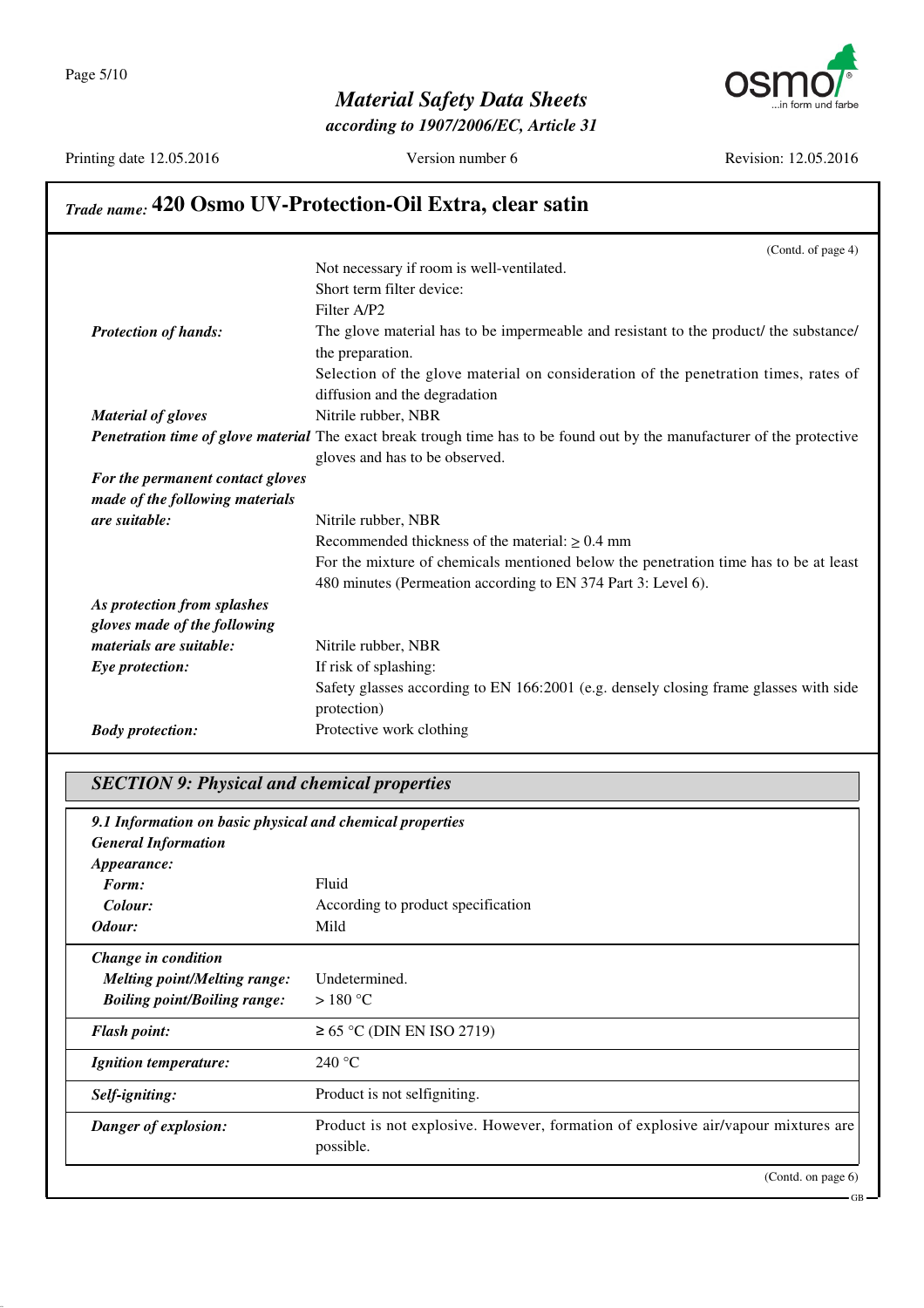## Trade name: 420 Osmo UV-Protection-Oil Extra, clear satin

(Contd. of page 4)

Not necessary if room is well-ventilated.
Short term filter device:
Filter A/P2

***Protection of hands:*** The glove material has to be impermeable and resistant to the product/ the substance/ the preparation.
Selection of the glove material on consideration of the penetration times, rates of diffusion and the degradation

***Material of gloves*** Nitrile rubber, NBR

***Penetration time of glove material*** The exact break trough time has to be found out by the manufacturer of the protective gloves and has to be observed.

***For the permanent contact gloves made of the following materials are suitable:*** Nitrile rubber, NBR
Recommended thickness of the material: ≥ 0.4 mm
For the mixture of chemicals mentioned below the penetration time has to be at least 480 minutes (Permeation according to EN 374 Part 3: Level 6).

***As protection from splashes gloves made of the following materials are suitable:*** Nitrile rubber, NBR

***Eye protection:*** If risk of splashing:
Safety glasses according to EN 166:2001 (e.g. densely closing frame glasses with side protection)

***Body protection:*** Protective work clothing

## SECTION 9: Physical and chemical properties

***9.1 Information on basic physical and chemical properties***

***General Information***

***Appearance:***

| | |
|---|---|
| ***Form:*** | Fluid |
| ***Colour:*** | According to product specification |
| ***Odour:*** | Mild |
| ***Change in condition*** | |
| ***Melting point/Melting range:*** | Undetermined. |
| ***Boiling point/Boiling range:*** | > 180 °C |
| ***Flash point:*** | ≥ 65 °C (DIN EN ISO 2719) |
| ***Ignition temperature:*** | 240 °C |
| ***Self-igniting:*** | Product is not selfigniting. |
| ***Danger of explosion:*** | Product is not explosive. However, formation of explosive air/vapour mixtures are possible. |

(Contd. on page 6)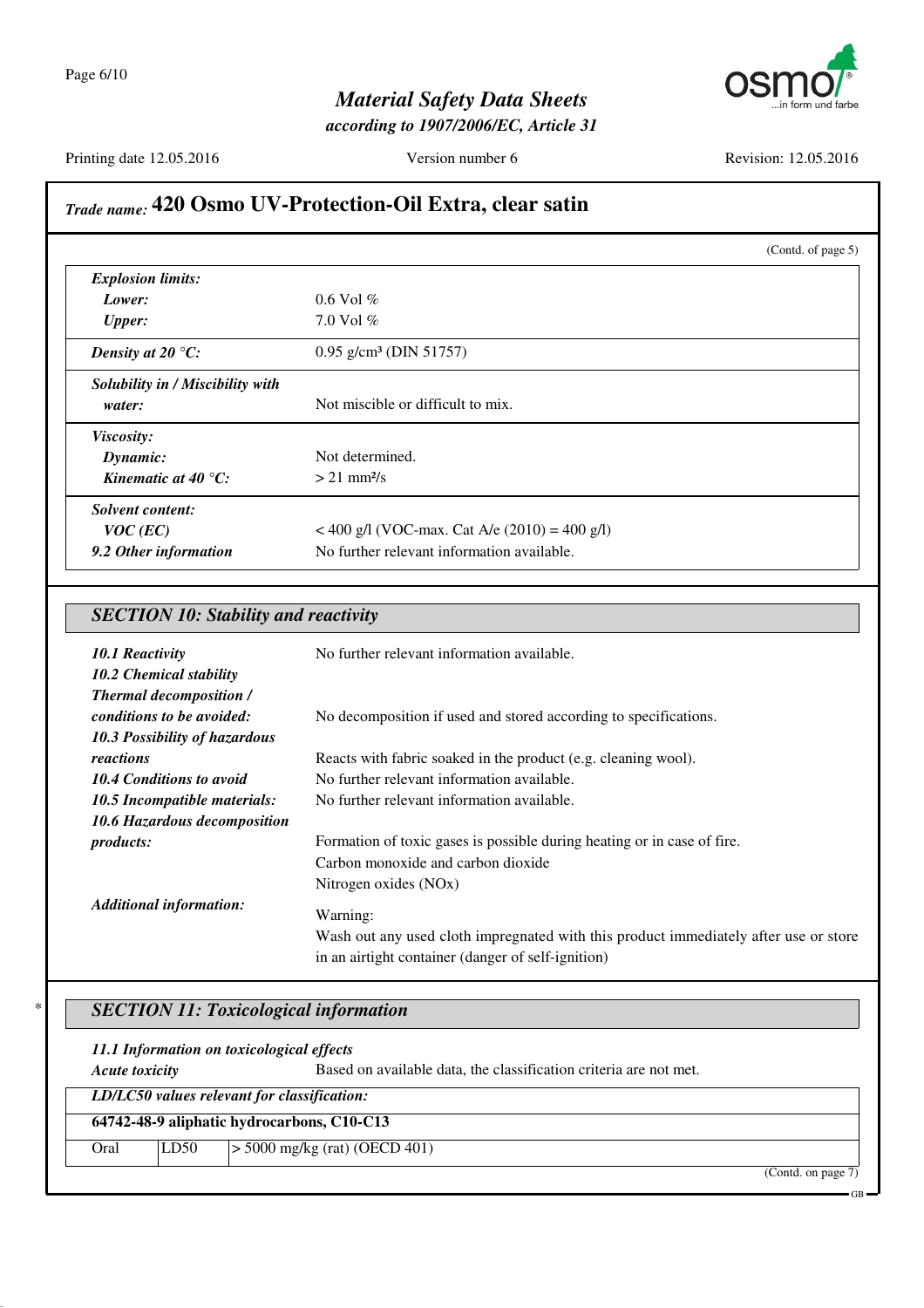## Trade name: 420 Osmo UV-Protection-Oil Extra, clear satin

(Contd. of page 5)

| | |
|---|---|
| ***Explosion limits:*** | |
| ***Lower:*** | 0.6 Vol % |
| ***Upper:*** | 7.0 Vol % |
| ***Density at 20 °C:*** | 0.95 g/cm³ (DIN 51757) |
| ***Solubility in / Miscibility with water:*** | Not miscible or difficult to mix. |
| ***Viscosity:*** | |
| ***Dynamic:*** | Not determined. |
| ***Kinematic at 40 °C:*** | > 21 mm²/s |
| ***Solvent content:*** | |
| ***VOC (EC)*** | < 400 g/l (VOC-max. Cat A/e (2010) = 400 g/l) |
| ***9.2 Other information*** | No further relevant information available. |

## SECTION 10: Stability and reactivity

***10.1 Reactivity*** No further relevant information available.

***10.2 Chemical stability***

***Thermal decomposition / conditions to be avoided:*** No decomposition if used and stored according to specifications.

***10.3 Possibility of hazardous reactions*** Reacts with fabric soaked in the product (e.g. cleaning wool).

***10.4 Conditions to avoid*** No further relevant information available.

***10.5 Incompatible materials:*** No further relevant information available.

***10.6 Hazardous decomposition products:*** Formation of toxic gases is possible during heating or in case of fire.
Carbon monoxide and carbon dioxide
Nitrogen oxides (NOx)

***Additional information:*** Warning:
Wash out any used cloth impregnated with this product immediately after use or store in an airtight container (danger of self-ignition)

## * SECTION 11: Toxicological information

***11.1 Information on toxicological effects***

***Acute toxicity*** Based on available data, the classification criteria are not met.

| ***LD/LC50 values relevant for classification:*** | | |
|---|---|---|
| **64742-48-9 aliphatic hydrocarbons, C10-C13** | | |
| Oral | LD50 | > 5000 mg/kg (rat) (OECD 401) |

(Contd. on page 7)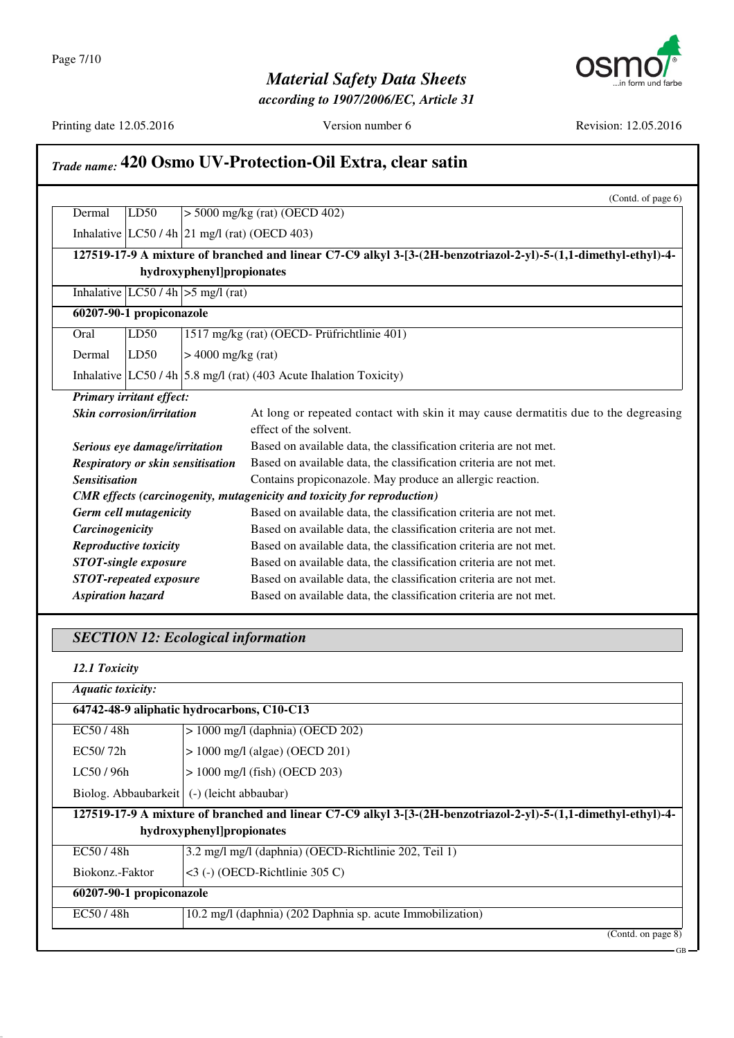## Trade name: 420 Osmo UV-Protection-Oil Extra, clear satin

(Contd. of page 6)

| | | |
|---|---|---|
| Dermal | LD50 | > 5000 mg/kg (rat) (OECD 402) |
| Inhalative | LC50 / 4h | 21 mg/l (rat) (OECD 403) |
| **127519-17-9 A mixture of branched and linear C7-C9 alkyl 3-[3-(2H-benzotriazol-2-yl)-5-(1,1-dimethyl-ethyl)-4-hydroxyphenyl]propionates** | | |
| Inhalative | LC50 / 4h | >5 mg/l (rat) |
| **60207-90-1 propiconazole** | | |
| Oral | LD50 | 1517 mg/kg (rat) (OECD- Prüfrichtlinie 401) |
| Dermal | LD50 | > 4000 mg/kg (rat) |
| Inhalative | LC50 / 4h | 5.8 mg/l (rat) (403 Acute Ihalation Toxicity) |

***Primary irritant effect:***

***Skin corrosion/irritation*** At long or repeated contact with skin it may cause dermatitis due to the degreasing effect of the solvent.

***Serious eye damage/irritation*** Based on available data, the classification criteria are not met.

***Respiratory or skin sensitisation*** Based on available data, the classification criteria are not met.

***Sensitisation*** Contains propiconazole. May produce an allergic reaction.

***CMR effects (carcinogenity, mutagenicity and toxicity for reproduction)***

***Germ cell mutagenicity*** Based on available data, the classification criteria are not met.

***Carcinogenicity*** Based on available data, the classification criteria are not met.

***Reproductive toxicity*** Based on available data, the classification criteria are not met.

***STOT-single exposure*** Based on available data, the classification criteria are not met.

***STOT-repeated exposure*** Based on available data, the classification criteria are not met.

***Aspiration hazard*** Based on available data, the classification criteria are not met.

## *SECTION 12: Ecological information*

### *12.1 Toxicity*

| ***Aquatic toxicity:*** | |
|---|---|
| **64742-48-9 aliphatic hydrocarbons, C10-C13** | |
| EC50 / 48h | > 1000 mg/l (daphnia) (OECD 202) |
| EC50/ 72h | > 1000 mg/l (algae) (OECD 201) |
| LC50 / 96h | > 1000 mg/l (fish) (OECD 203) |
| Biolog. Abbaubarkeit | (-) (leicht abbaubar) |
| **127519-17-9 A mixture of branched and linear C7-C9 alkyl 3-[3-(2H-benzotriazol-2-yl)-5-(1,1-dimethyl-ethyl)-4-hydroxyphenyl]propionates** | |
| EC50 / 48h | 3.2 mg/l mg/l (daphnia) (OECD-Richtlinie 202, Teil 1) |
| Biokonz.-Faktor | <3 (-) (OECD-Richtlinie 305 C) |
| **60207-90-1 propiconazole** | |
| EC50 / 48h | 10.2 mg/l (daphnia) (202 Daphnia sp. acute Immobilization) |

(Contd. on page 8)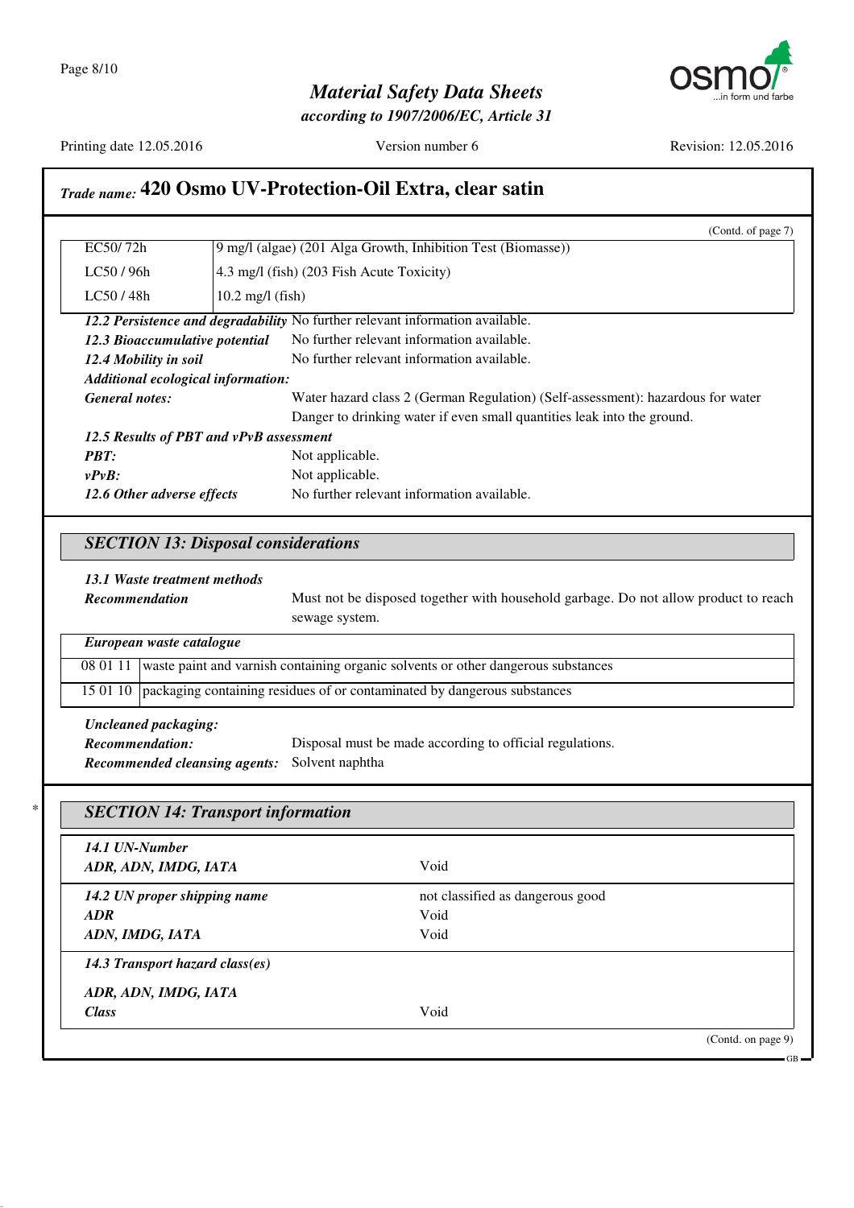## Trade name: 420 Osmo UV-Protection-Oil Extra, clear satin

(Contd. of page 7)

| | |
|---|---|
| EC50/ 72h | 9 mg/l (algae) (201 Alga Growth, Inhibition Test (Biomasse)) |
| LC50 / 96h | 4.3 mg/l (fish) (203 Fish Acute Toxicity) |
| LC50 / 48h | 10.2 mg/l (fish) |

***12.2 Persistence and degradability*** No further relevant information available.

***12.3 Bioaccumulative potential*** No further relevant information available.

***12.4 Mobility in soil*** No further relevant information available.

***Additional ecological information:***

***General notes:*** Water hazard class 2 (German Regulation) (Self-assessment): hazardous for water
Danger to drinking water if even small quantities leak into the ground.

***12.5 Results of PBT and vPvB assessment***

***PBT:*** Not applicable.

***vPvB:*** Not applicable.

***12.6 Other adverse effects*** No further relevant information available.

### SECTION 13: Disposal considerations

***13.1 Waste treatment methods***

***Recommendation*** Must not be disposed together with household garbage. Do not allow product to reach sewage system.

| European waste catalogue | |
|---|---|
| 08 01 11 | waste paint and varnish containing organic solvents or other dangerous substances |
| 15 01 10 | packaging containing residues of or contaminated by dangerous substances |

***Uncleaned packaging:***

***Recommendation:*** Disposal must be made according to official regulations.

***Recommended cleansing agents:*** Solvent naphtha

\* 

### SECTION 14: Transport information

| | |
|---|---|
| ***14.1 UN-Number*** | |
| ***ADR, ADN, IMDG, IATA*** | Void |
| ***14.2 UN proper shipping name*** | not classified as dangerous good |
| ***ADR*** | Void |
| ***ADN, IMDG, IATA*** | Void |
| ***14.3 Transport hazard class(es)*** | |
| ***ADR, ADN, IMDG, IATA*** | |
| ***Class*** | Void |

(Contd. on page 9)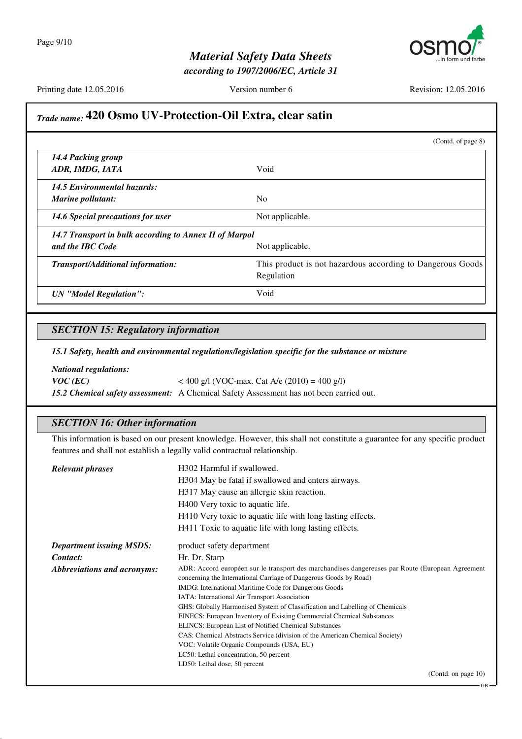## Trade name: 420 Osmo UV-Protection-Oil Extra, clear satin

(Contd. of page 8)

| | |
|---|---|
| ***14.4 Packing group*** | |
| ***ADR, IMDG, IATA*** | Void |
| ***14.5 Environmental hazards:*** | |
| ***Marine pollutant:*** | No |
| ***14.6 Special precautions for user*** | Not applicable. |
| ***14.7 Transport in bulk according to Annex II of Marpol and the IBC Code*** | Not applicable. |
| ***Transport/Additional information:*** | This product is not hazardous according to Dangerous Goods Regulation |
| ***UN "Model Regulation":*** | Void |

### *SECTION 15: Regulatory information*

***15.1 Safety, health and environmental regulations/legislation specific for the substance or mixture***

***National regulations:***

***VOC (EC)*** < 400 g/l (VOC-max. Cat A/e (2010) = 400 g/l)

***15.2 Chemical safety assessment:*** A Chemical Safety Assessment has not been carried out.

### *SECTION 16: Other information*

This information is based on our present knowledge. However, this shall not constitute a guarantee for any specific product features and shall not establish a legally valid contractual relationship.

***Relevant phrases***

H302 Harmful if swallowed.
H304 May be fatal if swallowed and enters airways.
H317 May cause an allergic skin reaction.
H400 Very toxic to aquatic life.
H410 Very toxic to aquatic life with long lasting effects.
H411 Toxic to aquatic life with long lasting effects.

***Department issuing MSDS:*** product safety department

***Contact:*** Hr. Dr. Starp

***Abbreviations and acronyms:***

ADR: Accord européen sur le transport des marchandises dangereuses par Route (European Agreement concerning the International Carriage of Dangerous Goods by Road)
IMDG: International Maritime Code for Dangerous Goods
IATA: International Air Transport Association
GHS: Globally Harmonised System of Classification and Labelling of Chemicals
EINECS: European Inventory of Existing Commercial Chemical Substances
ELINCS: European List of Notified Chemical Substances
CAS: Chemical Abstracts Service (division of the American Chemical Society)
VOC: Volatile Organic Compounds (USA, EU)
LC50: Lethal concentration, 50 percent
LD50: Lethal dose, 50 percent

(Contd. on page 10)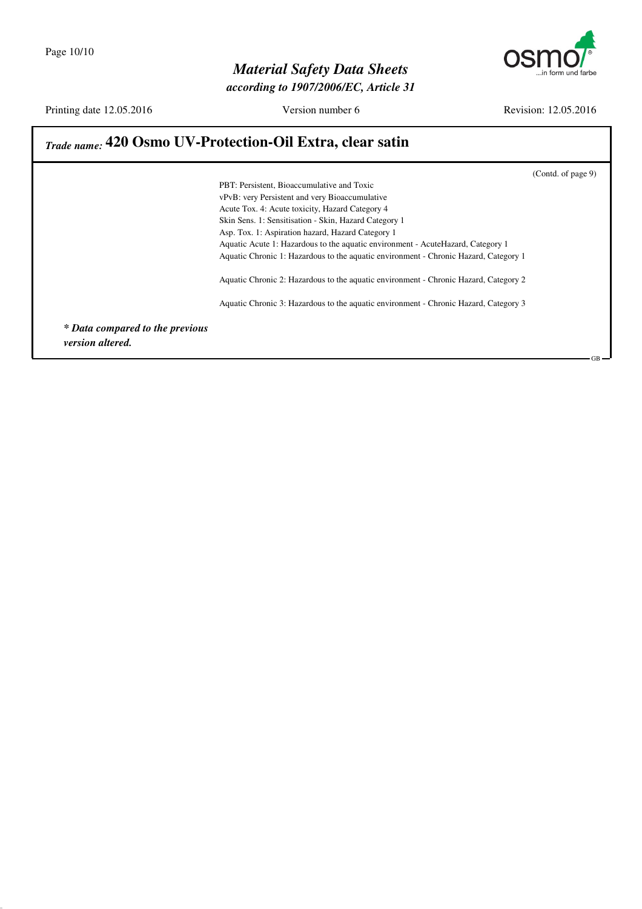## Trade name: 420 Osmo UV-Protection-Oil Extra, clear satin

(Contd. of page 9)

PBT: Persistent, Bioaccumulative and Toxic
vPvB: very Persistent and very Bioaccumulative
Acute Tox. 4: Acute toxicity, Hazard Category 4
Skin Sens. 1: Sensitisation - Skin, Hazard Category 1
Asp. Tox. 1: Aspiration hazard, Hazard Category 1
Aquatic Acute 1: Hazardous to the aquatic environment - AcuteHazard, Category 1
Aquatic Chronic 1: Hazardous to the aquatic environment - Chronic Hazard, Category 1

Aquatic Chronic 2: Hazardous to the aquatic environment - Chronic Hazard, Category 2

Aquatic Chronic 3: Hazardous to the aquatic environment - Chronic Hazard, Category 3

***\* Data compared to the previous version altered.***

GB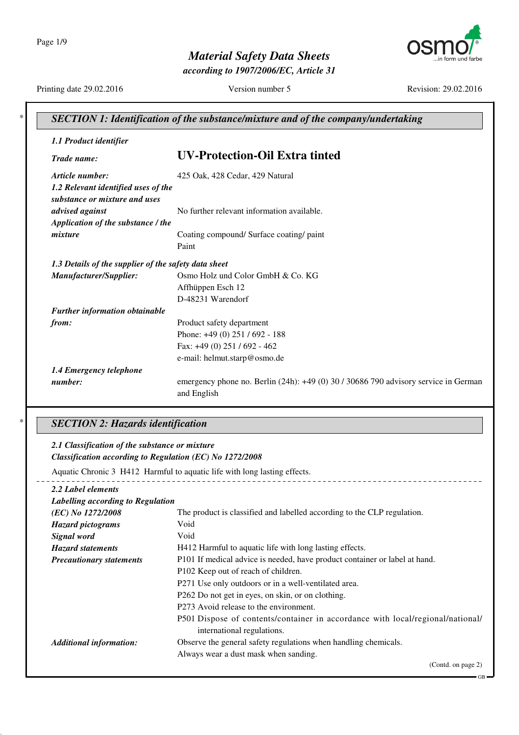# Material Safety Data Sheets

*according to 1907/2006/EC, Article 31*

Printing date 29.02.2016 — Version number 5 — Revision: 29.02.2016

## SECTION 1: Identification of the substance/mixture and of the company/undertaking

### 1.1 Product identifier

**Trade name:** **UV-Protection-Oil Extra tinted**

**Article number:** 425 Oak, 428 Cedar, 429 Natural

***1.2 Relevant identified uses of the substance or mixture and uses advised against*** No further relevant information available.

***Application of the substance / the mixture*** Coating compound/ Surface coating/ paint
Paint

### 1.3 Details of the supplier of the safety data sheet

***Manufacturer/Supplier:***
Osmo Holz und Color GmbH & Co. KG
Affhüppen Esch 12
D-48231 Warendorf

***Further information obtainable from:***
Product safety department
Phone: +49 (0) 251 / 692 - 188
Fax: +49 (0) 251 / 692 - 462
e-mail: helmut.starp@osmo.de

***1.4 Emergency telephone number:*** emergency phone no. Berlin (24h): +49 (0) 30 / 30686 790 advisory service in German and English

## SECTION 2: Hazards identification

### 2.1 Classification of the substance or mixture

***Classification according to Regulation (EC) No 1272/2008***

Aquatic Chronic 3 H412 Harmful to aquatic life with long lasting effects.

### 2.2 Label elements

***Labelling according to Regulation (EC) No 1272/2008*** The product is classified and labelled according to the CLP regulation.

***Hazard pictograms*** Void

***Signal word*** Void

***Hazard statements*** H412 Harmful to aquatic life with long lasting effects.

***Precautionary statements***
P101 If medical advice is needed, have product container or label at hand.
P102 Keep out of reach of children.
P271 Use only outdoors or in a well-ventilated area.
P262 Do not get in eyes, on skin, or on clothing.
P273 Avoid release to the environment.
P501 Dispose of contents/container in accordance with local/regional/national/international regulations.

***Additional information:***
Observe the general safety regulations when handling chemicals.
Always wear a dust mask when sanding.

(Contd. on page 2)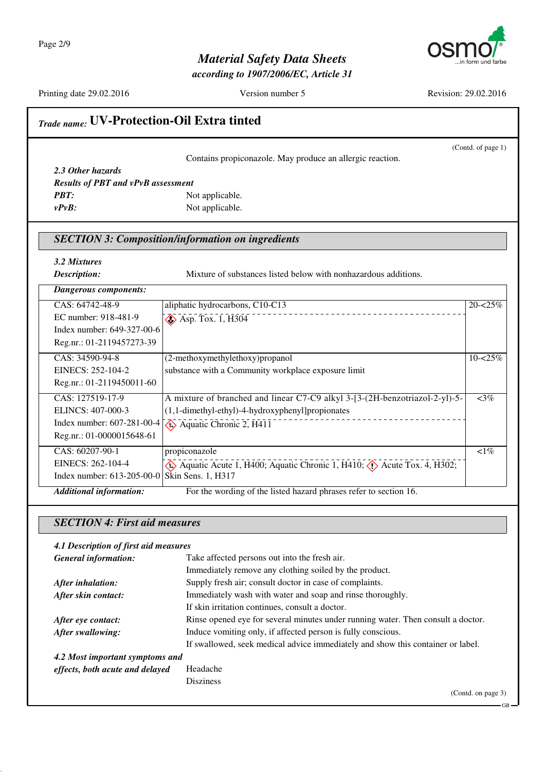## Trade name: UV-Protection-Oil Extra tinted

(Contd. of page 1)

Contains propiconazole. May produce an allergic reaction.

***2.3 Other hazards***

***Results of PBT and vPvB assessment***

***PBT:*** Not applicable.

***vPvB:*** Not applicable.

## SECTION 3: Composition/information on ingredients

***3.2 Mixtures***

***Description:*** Mixture of substances listed below with nonhazardous additions.

| ***Dangerous components:*** | | |
|---|---|---|
| CAS: 64742-48-9<br>EC number: 918-481-9<br>Index number: 649-327-00-6<br>Reg.nr.: 01-2119457273-39 | aliphatic hydrocarbons, C10-C13<br>Asp. Tox. 1, H304 | 20-<25% |
| CAS: 34590-94-8<br>EINECS: 252-104-2<br>Reg.nr.: 01-2119450011-60 | (2-methoxymethylethoxy)propanol<br>substance with a Community workplace exposure limit | 10-<25% |
| CAS: 127519-17-9<br>ELINCS: 407-000-3<br>Index number: 607-281-00-4<br>Reg.nr.: 01-0000015648-61 | A mixture of branched and linear C7-C9 alkyl 3-[3-(2H-benzotriazol-2-yl)-5-(1,1-dimethyl-ethyl)-4-hydroxyphenyl]propionates<br>Aquatic Chronic 2, H411 | <3% |
| CAS: 60207-90-1<br>EINECS: 262-104-4<br>Index number: 613-205-00-0 | propiconazole<br>Aquatic Acute 1, H400; Aquatic Chronic 1, H410; Acute Tox. 4, H302; Skin Sens. 1, H317 | <1% |

***Additional information:*** For the wording of the listed hazard phrases refer to section 16.

## SECTION 4: First aid measures

***4.1 Description of first aid measures***

***General information:*** Take affected persons out into the fresh air.
Immediately remove any clothing soiled by the product.

***After inhalation:*** Supply fresh air; consult doctor in case of complaints.

***After skin contact:*** Immediately wash with water and soap and rinse thoroughly.
If skin irritation continues, consult a doctor.

***After eye contact:*** Rinse opened eye for several minutes under running water. Then consult a doctor.

***After swallowing:*** Induce vomiting only, if affected person is fully conscious.
If swallowed, seek medical advice immediately and show this container or label.

***4.2 Most important symptoms and effects, both acute and delayed*** Headache
Disziness

(Contd. on page 3)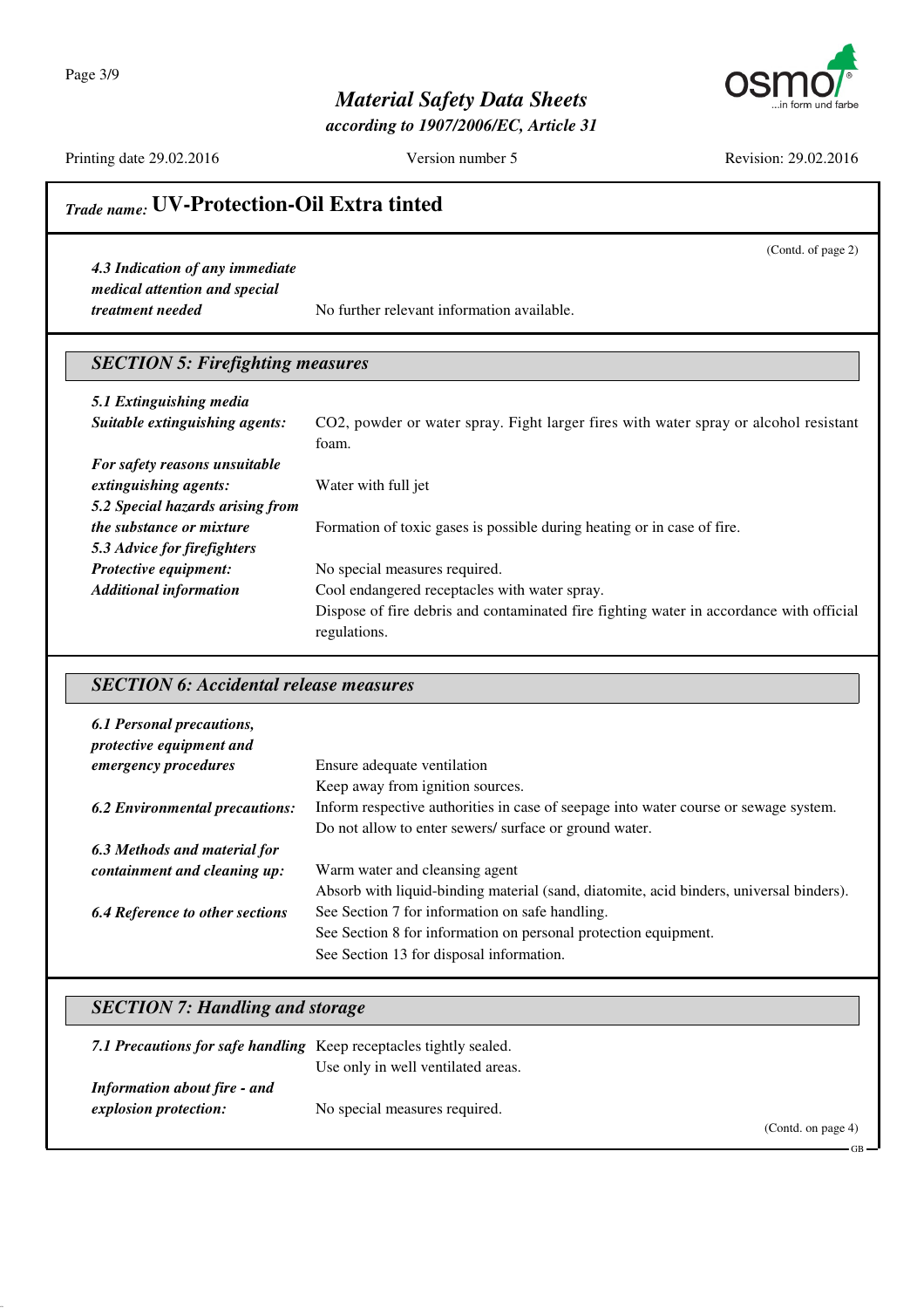## Trade name: UV-Protection-Oil Extra tinted

(Contd. of page 2)

***4.3 Indication of any immediate medical attention and special treatment needed*** No further relevant information available.

### SECTION 5: Firefighting measures

***5.1 Extinguishing media***

***Suitable extinguishing agents:*** $CO_2$, powder or water spray. Fight larger fires with water spray or alcohol resistant foam.

***For safety reasons unsuitable extinguishing agents:*** Water with full jet

***5.2 Special hazards arising from the substance or mixture*** Formation of toxic gases is possible during heating or in case of fire.

***5.3 Advice for firefighters***

***Protective equipment:*** No special measures required.

***Additional information*** Cool endangered receptacles with water spray.
Dispose of fire debris and contaminated fire fighting water in accordance with official regulations.

### SECTION 6: Accidental release measures

***6.1 Personal precautions, protective equipment and emergency procedures*** Ensure adequate ventilation
Keep away from ignition sources.

***6.2 Environmental precautions:*** Inform respective authorities in case of seepage into water course or sewage system.
Do not allow to enter sewers/ surface or ground water.

***6.3 Methods and material for containment and cleaning up:*** Warm water and cleansing agent
Absorb with liquid-binding material (sand, diatomite, acid binders, universal binders).

***6.4 Reference to other sections*** See Section 7 for information on safe handling.
See Section 8 for information on personal protection equipment.
See Section 13 for disposal information.

### SECTION 7: Handling and storage

***7.1 Precautions for safe handling*** Keep receptacles tightly sealed.
Use only in well ventilated areas.

***Information about fire - and explosion protection:*** No special measures required.

(Contd. on page 4)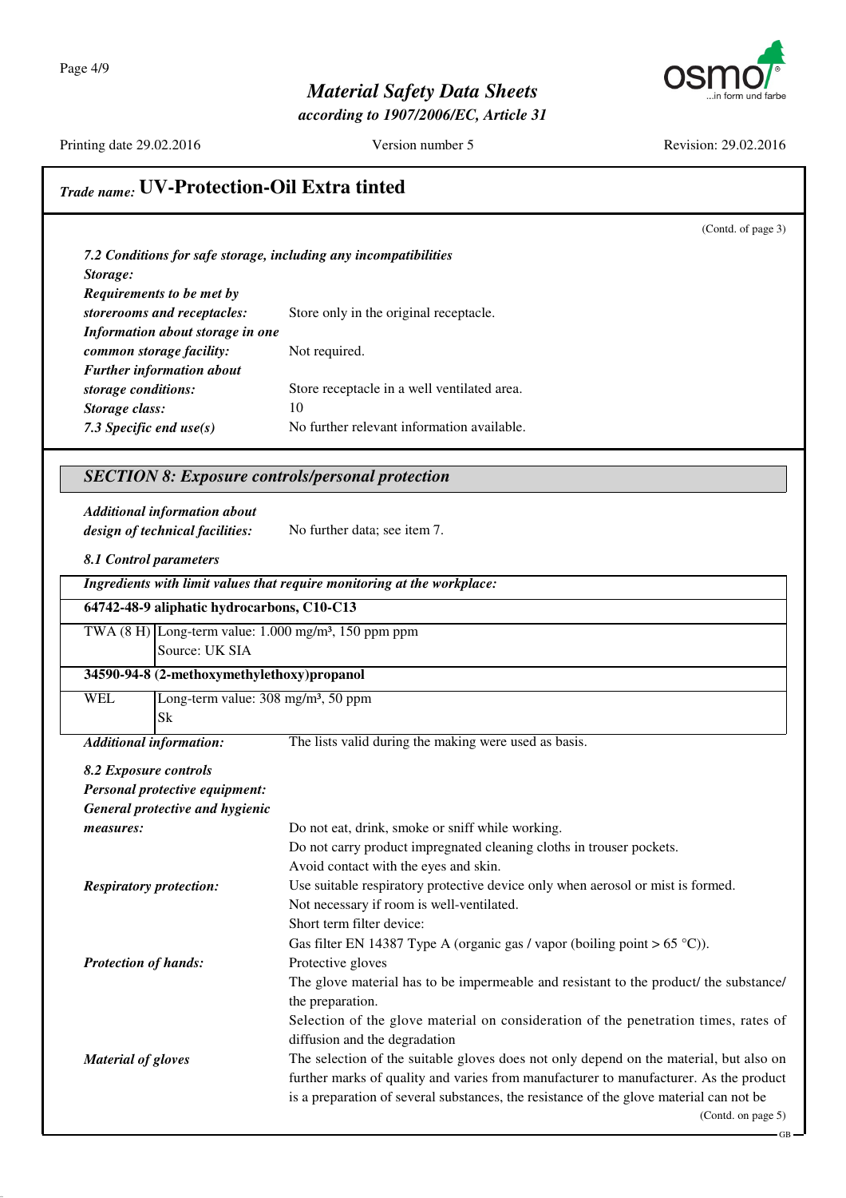## Trade name: UV-Protection-Oil Extra tinted

(Contd. of page 3)

*7.2 Conditions for safe storage, including any incompatibilities*

***Storage:***

***Requirements to be met by storerooms and receptacles:*** Store only in the original receptacle.

***Information about storage in one common storage facility:*** Not required.

***Further information about storage conditions:*** Store receptacle in a well ventilated area.

***Storage class:*** 10

***7.3 Specific end use(s)*** No further relevant information available.

## *SECTION 8: Exposure controls/personal protection*

***Additional information about design of technical facilities:*** No further data; see item 7.

***8.1 Control parameters***

| ***Ingredients with limit values that require monitoring at the workplace:*** | |
|---|---|
| **64742-48-9 aliphatic hydrocarbons, C10-C13** | |
| TWA (8 H) | Long-term value: 1.000 mg/m³, 150 ppm ppm<br>Source: UK SIA |
| **34590-94-8 (2-methoxymethylethoxy)propanol** | |
| WEL | Long-term value: 308 mg/m³, 50 ppm<br>Sk |

***Additional information:*** The lists valid during the making were used as basis.

***8.2 Exposure controls***

***Personal protective equipment:***

***General protective and hygienic measures:***
Do not eat, drink, smoke or sniff while working.
Do not carry product impregnated cleaning cloths in trouser pockets.
Avoid contact with the eyes and skin.

***Respiratory protection:*** Use suitable respiratory protective device only when aerosol or mist is formed.
Not necessary if room is well-ventilated.
Short term filter device:
Gas filter EN 14387 Type A (organic gas / vapor (boiling point > 65 °C)).

***Protection of hands:*** Protective gloves
The glove material has to be impermeable and resistant to the product/ the substance/ the preparation.
Selection of the glove material on consideration of the penetration times, rates of diffusion and the degradation

***Material of gloves*** The selection of the suitable gloves does not only depend on the material, but also on further marks of quality and varies from manufacturer to manufacturer. As the product is a preparation of several substances, the resistance of the glove material can not be

(Contd. on page 5)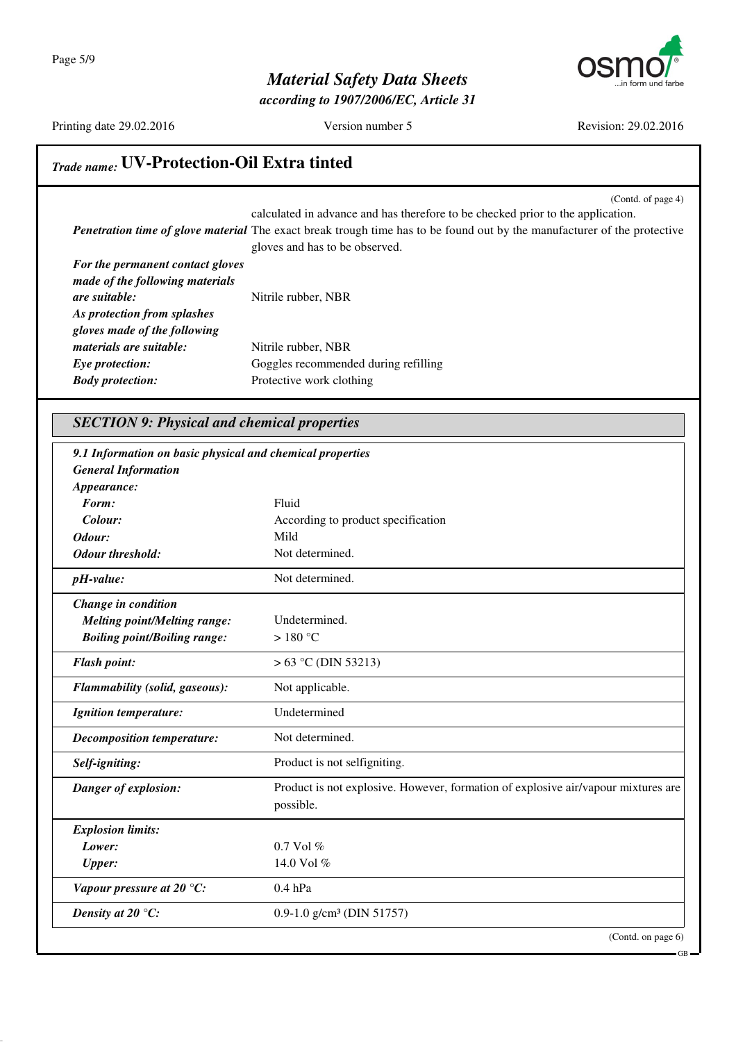## Trade name: UV-Protection-Oil Extra tinted

(Contd. of page 4)

calculated in advance and has therefore to be checked prior to the application.

| | |
|---|---|
| ***Penetration time of glove material*** | The exact break trough time has to be found out by the manufacturer of the protective gloves and has to be observed. |
| ***For the permanent contact gloves made of the following materials are suitable:*** | Nitrile rubber, NBR |
| ***As protection from splashes gloves made of the following materials are suitable:*** | Nitrile rubber, NBR |
| ***Eye protection:*** | Goggles recommended during refilling |
| ***Body protection:*** | Protective work clothing |

### SECTION 9: Physical and chemical properties

| | |
|---|---|
| ***9.1 Information on basic physical and chemical properties*** | |
| ***General Information*** | |
| ***Appearance:*** | |
| ***Form:*** | Fluid |
| ***Colour:*** | According to product specification |
| ***Odour:*** | Mild |
| ***Odour threshold:*** | Not determined. |
| ***pH-value:*** | Not determined. |
| ***Change in condition*** | |
| ***Melting point/Melting range:*** | Undetermined. |
| ***Boiling point/Boiling range:*** | > 180 °C |
| ***Flash point:*** | > 63 °C (DIN 53213) |
| ***Flammability (solid, gaseous):*** | Not applicable. |
| ***Ignition temperature:*** | Undetermined |
| ***Decomposition temperature:*** | Not determined. |
| ***Self-igniting:*** | Product is not selfigniting. |
| ***Danger of explosion:*** | Product is not explosive. However, formation of explosive air/vapour mixtures are possible. |
| ***Explosion limits:*** | |
| ***Lower:*** | 0.7 Vol % |
| ***Upper:*** | 14.0 Vol % |
| ***Vapour pressure at 20 °C:*** | 0.4 hPa |
| ***Density at 20 °C:*** | 0.9-1.0 g/cm³ (DIN 51757) |

(Contd. on page 6)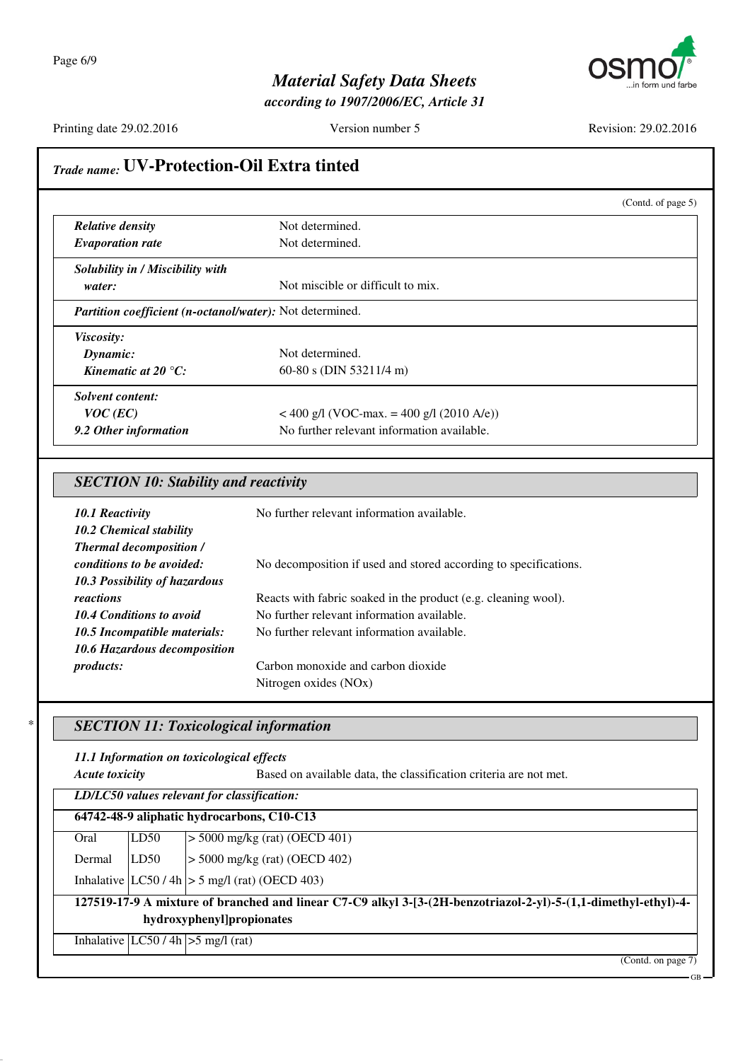## Trade name: UV-Protection-Oil Extra tinted

(Contd. of page 5)

| | |
|---|---|
| ***Relative density*** | Not determined. |
| ***Evaporation rate*** | Not determined. |
| ***Solubility in / Miscibility with water:*** | Not miscible or difficult to mix. |
| ***Partition coefficient (n-octanol/water):*** | Not determined. |
| ***Viscosity:*** | |
| ***Dynamic:*** | Not determined. |
| ***Kinematic at 20 °C:*** | 60-80 s (DIN 53211/4 m) |
| ***Solvent content:*** | |
| ***VOC (EC)*** | < 400 g/l (VOC-max. = 400 g/l (2010 A/e)) |
| ***9.2 Other information*** | No further relevant information available. |

### SECTION 10: Stability and reactivity

| | |
|---|---|
| ***10.1 Reactivity*** | No further relevant information available. |
| ***10.2 Chemical stability*** | |
| ***Thermal decomposition / conditions to be avoided:*** | No decomposition if used and stored according to specifications. |
| ***10.3 Possibility of hazardous reactions*** | Reacts with fabric soaked in the product (e.g. cleaning wool). |
| ***10.4 Conditions to avoid*** | No further relevant information available. |
| ***10.5 Incompatible materials:*** | No further relevant information available. |
| ***10.6 Hazardous decomposition products:*** | Carbon monoxide and carbon dioxide<br>Nitrogen oxides (NOx) |

### * SECTION 11: Toxicological information

***11.1 Information on toxicological effects***

***Acute toxicity*** Based on available data, the classification criteria are not met.

| ***LD/LC50 values relevant for classification:*** | | |
|---|---|---|
| **64742-48-9 aliphatic hydrocarbons, C10-C13** | | |
| Oral | LD50 | > 5000 mg/kg (rat) (OECD 401) |
| Dermal | LD50 | > 5000 mg/kg (rat) (OECD 402) |
| Inhalative | LC50 / 4h | > 5 mg/l (rat) (OECD 403) |
| **127519-17-9 A mixture of branched and linear C7-C9 alkyl 3-[3-(2H-benzotriazol-2-yl)-5-(1,1-dimethyl-ethyl)-4-hydroxyphenyl]propionates** | | |
| Inhalative | LC50 / 4h | >5 mg/l (rat) |

(Contd. on page 7)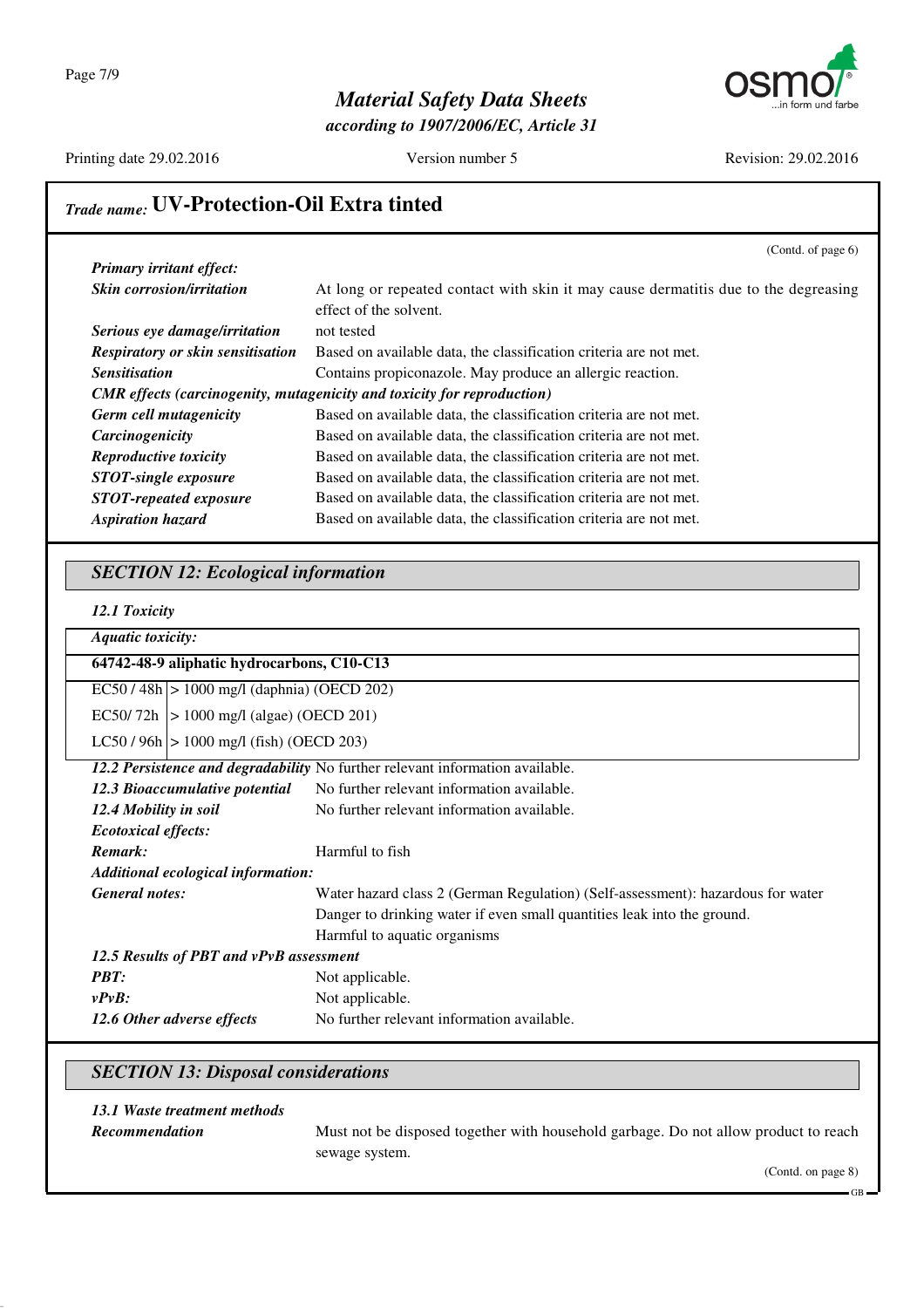## *Trade name:* UV-Protection-Oil Extra tinted

(Contd. of page 6)

***Primary irritant effect:***

***Skin corrosion/irritation*** At long or repeated contact with skin it may cause dermatitis due to the degreasing effect of the solvent.

***Serious eye damage/irritation*** not tested

***Respiratory or skin sensitisation*** Based on available data, the classification criteria are not met.

***Sensitisation*** Contains propiconazole. May produce an allergic reaction.

***CMR effects (carcinogenity, mutagenicity and toxicity for reproduction)***

***Germ cell mutagenicity*** Based on available data, the classification criteria are not met.

***Carcinogenicity*** Based on available data, the classification criteria are not met.

***Reproductive toxicity*** Based on available data, the classification criteria are not met.

***STOT-single exposure*** Based on available data, the classification criteria are not met.

***STOT-repeated exposure*** Based on available data, the classification criteria are not met.

***Aspiration hazard*** Based on available data, the classification criteria are not met.

## *SECTION 12: Ecological information*

***12.1 Toxicity***

***Aquatic toxicity:***

**64742-48-9 aliphatic hydrocarbons, C10-C13**

| | |
|---|---|
| EC50 / 48h | > 1000 mg/l (daphnia) (OECD 202) |
| EC50/ 72h | > 1000 mg/l (algae) (OECD 201) |
| LC50 / 96h | > 1000 mg/l (fish) (OECD 203) |

***12.2 Persistence and degradability*** No further relevant information available.

***12.3 Bioaccumulative potential*** No further relevant information available.

***12.4 Mobility in soil*** No further relevant information available.

***Ecotoxical effects:***

***Remark:*** Harmful to fish

***Additional ecological information:***

***General notes:*** Water hazard class 2 (German Regulation) (Self-assessment): hazardous for water
Danger to drinking water if even small quantities leak into the ground.
Harmful to aquatic organisms

***12.5 Results of PBT and vPvB assessment***

***PBT:*** Not applicable.

***vPvB:*** Not applicable.

***12.6 Other adverse effects*** No further relevant information available.

## *SECTION 13: Disposal considerations*

***13.1 Waste treatment methods***

***Recommendation*** Must not be disposed together with household garbage. Do not allow product to reach sewage system.

(Contd. on page 8)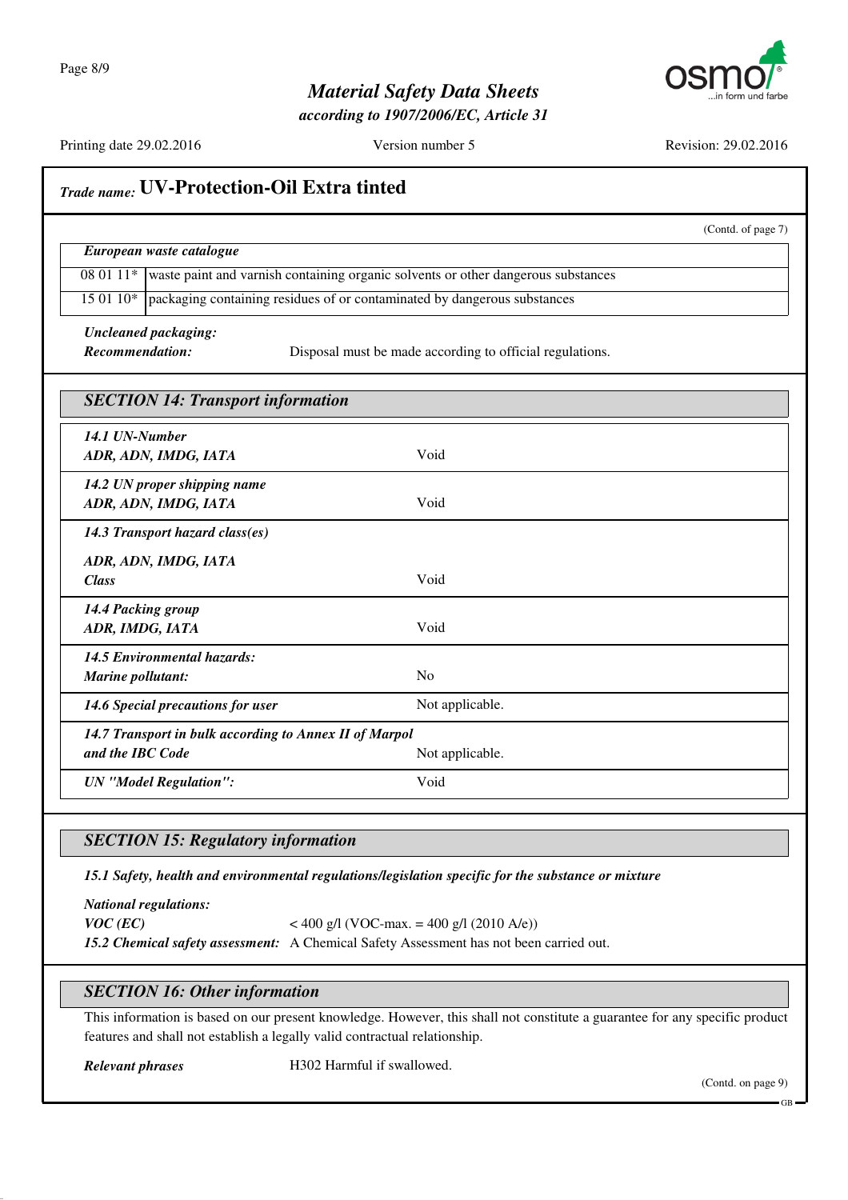## Trade name: UV-Protection-Oil Extra tinted

(Contd. of page 7)

| *European waste catalogue* | |
|---|---|
| 08 01 11* | waste paint and varnish containing organic solvents or other dangerous substances |
| 15 01 10* | packaging containing residues of or contaminated by dangerous substances |

***Uncleaned packaging:***
***Recommendation:*** Disposal must be made according to official regulations.

## SECTION 14: Transport information

| | |
|---|---|
| ***14.1 UN-Number*** <br> ***ADR, ADN, IMDG, IATA*** | Void |
| ***14.2 UN proper shipping name*** <br> ***ADR, ADN, IMDG, IATA*** | Void |
| ***14.3 Transport hazard class(es)*** <br> ***ADR, ADN, IMDG, IATA*** <br> ***Class*** | Void |
| ***14.4 Packing group*** <br> ***ADR, IMDG, IATA*** | Void |
| ***14.5 Environmental hazards:*** <br> ***Marine pollutant:*** | No |
| ***14.6 Special precautions for user*** | Not applicable. |
| ***14.7 Transport in bulk according to Annex II of Marpol and the IBC Code*** | Not applicable. |
| ***UN "Model Regulation":*** | Void |

## SECTION 15: Regulatory information

***15.1 Safety, health and environmental regulations/legislation specific for the substance or mixture***

***National regulations:***
***VOC (EC)*** < 400 g/l (VOC-max. = 400 g/l (2010 A/e))
***15.2 Chemical safety assessment:*** A Chemical Safety Assessment has not been carried out.

## SECTION 16: Other information

This information is based on our present knowledge. However, this shall not constitute a guarantee for any specific product features and shall not establish a legally valid contractual relationship.

***Relevant phrases*** H302 Harmful if swallowed.

(Contd. on page 9)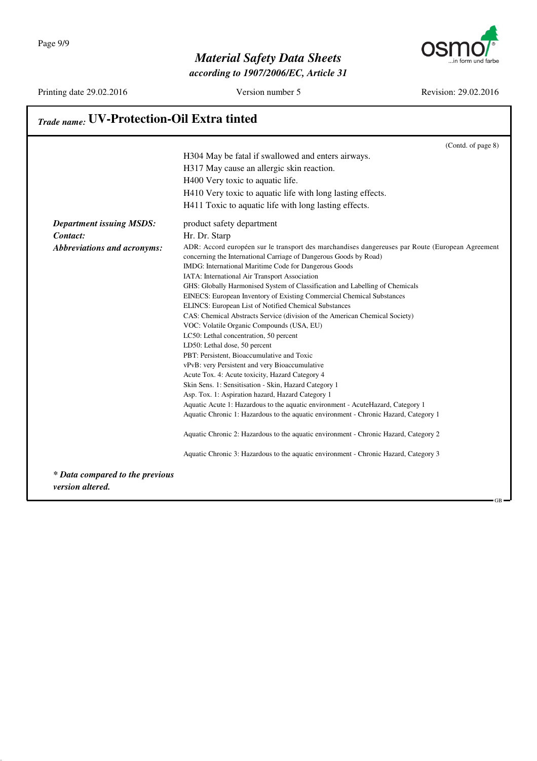## *Trade name:* UV-Protection-Oil Extra tinted

(Contd. of page 8)

H304 May be fatal if swallowed and enters airways.
H317 May cause an allergic skin reaction.
H400 Very toxic to aquatic life.
H410 Very toxic to aquatic life with long lasting effects.
H411 Toxic to aquatic life with long lasting effects.

***Department issuing MSDS:*** product safety department

***Contact:*** Hr. Dr. Starp

***Abbreviations and acronyms:***

ADR: Accord européen sur le transport des marchandises dangereuses par Route (European Agreement concerning the International Carriage of Dangerous Goods by Road)
IMDG: International Maritime Code for Dangerous Goods
IATA: International Air Transport Association
GHS: Globally Harmonised System of Classification and Labelling of Chemicals
EINECS: European Inventory of Existing Commercial Chemical Substances
ELINCS: European List of Notified Chemical Substances
CAS: Chemical Abstracts Service (division of the American Chemical Society)
VOC: Volatile Organic Compounds (USA, EU)
LC50: Lethal concentration, 50 percent
LD50: Lethal dose, 50 percent
PBT: Persistent, Bioaccumulative and Toxic
vPvB: very Persistent and very Bioaccumulative
Acute Tox. 4: Acute toxicity, Hazard Category 4
Skin Sens. 1: Sensitisation - Skin, Hazard Category 1
Asp. Tox. 1: Aspiration hazard, Hazard Category 1
Aquatic Acute 1: Hazardous to the aquatic environment - AcuteHazard, Category 1
Aquatic Chronic 1: Hazardous to the aquatic environment - Chronic Hazard, Category 1

Aquatic Chronic 2: Hazardous to the aquatic environment - Chronic Hazard, Category 2

Aquatic Chronic 3: Hazardous to the aquatic environment - Chronic Hazard, Category 3

***\* Data compared to the previous version altered.***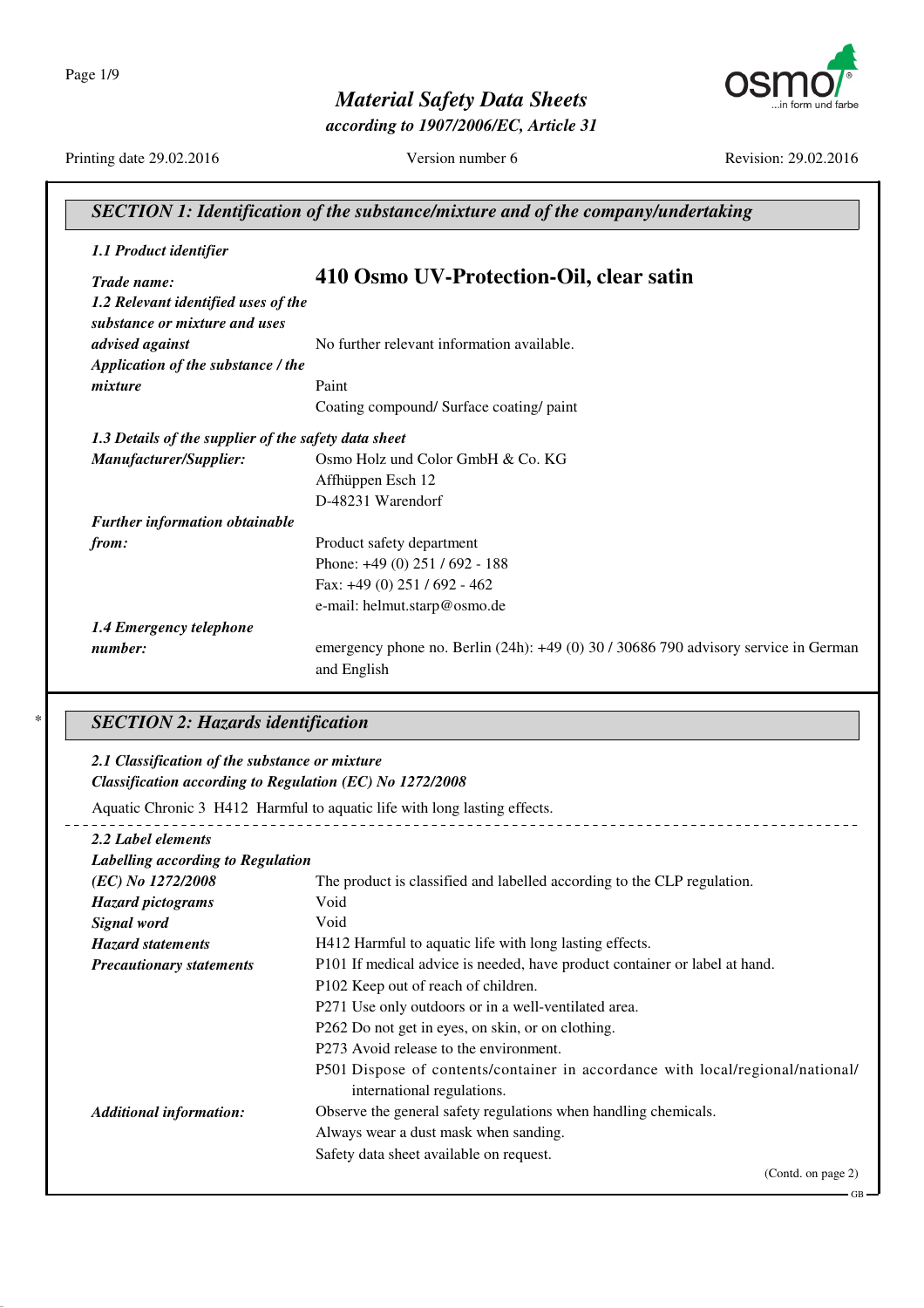# Material Safety Data Sheets

*according to 1907/2006/EC, Article 31*

Printing date 29.02.2016 | Version number 6 | Revision: 29.02.2016

## SECTION 1: Identification of the substance/mixture and of the company/undertaking

***1.1 Product identifier***

***Trade name:*** **410 Osmo UV-Protection-Oil, clear satin**

***1.2 Relevant identified uses of the substance or mixture and uses advised against*** No further relevant information available.

***Application of the substance / the mixture*** Paint
Coating compound/ Surface coating/ paint

***1.3 Details of the supplier of the safety data sheet***

***Manufacturer/Supplier:***
Osmo Holz und Color GmbH & Co. KG
Affhüppen Esch 12
D-48231 Warendorf

***Further information obtainable from:***
Product safety department
Phone: +49 (0) 251 / 692 - 188
Fax: +49 (0) 251 / 692 - 462
e-mail: helmut.starp@osmo.de

***1.4 Emergency telephone number:*** emergency phone no. Berlin (24h): +49 (0) 30 / 30686 790 advisory service in German and English

## SECTION 2: Hazards identification

***2.1 Classification of the substance or mixture***

***Classification according to Regulation (EC) No 1272/2008***

Aquatic Chronic 3 H412 Harmful to aquatic life with long lasting effects.

***2.2 Label elements***

***Labelling according to Regulation (EC) No 1272/2008*** The product is classified and labelled according to the CLP regulation.

***Hazard pictograms*** Void

***Signal word*** Void

***Hazard statements*** H412 Harmful to aquatic life with long lasting effects.

***Precautionary statements***
P101 If medical advice is needed, have product container or label at hand.
P102 Keep out of reach of children.
P271 Use only outdoors or in a well-ventilated area.
P262 Do not get in eyes, on skin, or on clothing.
P273 Avoid release to the environment.
P501 Dispose of contents/container in accordance with local/regional/national/international regulations.

***Additional information:***
Observe the general safety regulations when handling chemicals.
Always wear a dust mask when sanding.
Safety data sheet available on request.

(Contd. on page 2)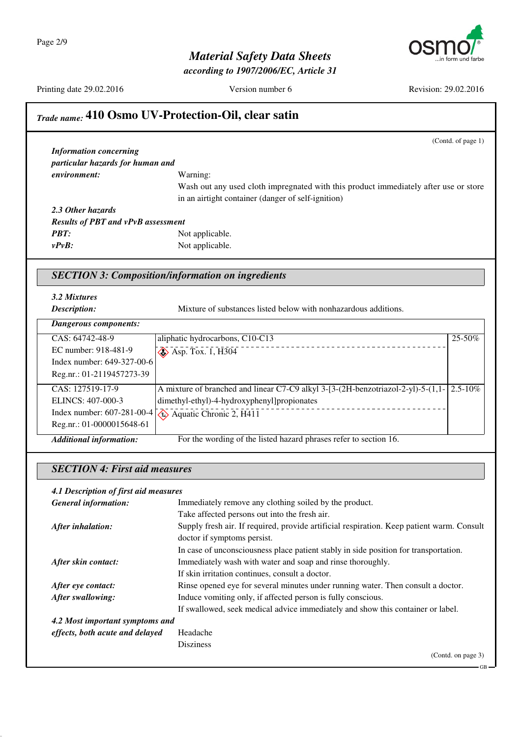## Trade name: 410 Osmo UV-Protection-Oil, clear satin

(Contd. of page 1)

***Information concerning particular hazards for human and environment:*** Warning:
Wash out any used cloth impregnated with this product immediately after use or store in an airtight container (danger of self-ignition)

***2.3 Other hazards***

***Results of PBT and vPvB assessment***

***PBT:*** Not applicable.

***vPvB:*** Not applicable.

## *SECTION 3: Composition/information on ingredients*

***3.2 Mixtures***

***Description:*** Mixture of substances listed below with nonhazardous additions.

***Dangerous components:***

| Identifiers | Component / Classification | Concentration |
|---|---|---|
| CAS: 64742-48-9<br>EC number: 918-481-9<br>Index number: 649-327-00-6<br>Reg.nr.: 01-2119457273-39 | aliphatic hydrocarbons, C10-C13<br>Asp. Tox. 1, H304 | 25-50% |
| CAS: 127519-17-9<br>ELINCS: 407-000-3<br>Index number: 607-281-00-4<br>Reg.nr.: 01-0000015648-61 | A mixture of branched and linear C7-C9 alkyl 3-[3-(2H-benzotriazol-2-yl)-5-(1,1-dimethyl-ethyl)-4-hydroxyphenyl]propionates<br>Aquatic Chronic 2, H411 | 2.5-10% |

***Additional information:*** For the wording of the listed hazard phrases refer to section 16.

## *SECTION 4: First aid measures*

***4.1 Description of first aid measures***

***General information:*** Immediately remove any clothing soiled by the product.
Take affected persons out into the fresh air.

***After inhalation:*** Supply fresh air. If required, provide artificial respiration. Keep patient warm. Consult doctor if symptoms persist.
In case of unconsciousness place patient stably in side position for transportation.

***After skin contact:*** Immediately wash with water and soap and rinse thoroughly.
If skin irritation continues, consult a doctor.

***After eye contact:*** Rinse opened eye for several minutes under running water. Then consult a doctor.

***After swallowing:*** Induce vomiting only, if affected person is fully conscious.
If swallowed, seek medical advice immediately and show this container or label.

***4.2 Most important symptoms and effects, both acute and delayed*** Headache
Disziness

(Contd. on page 3)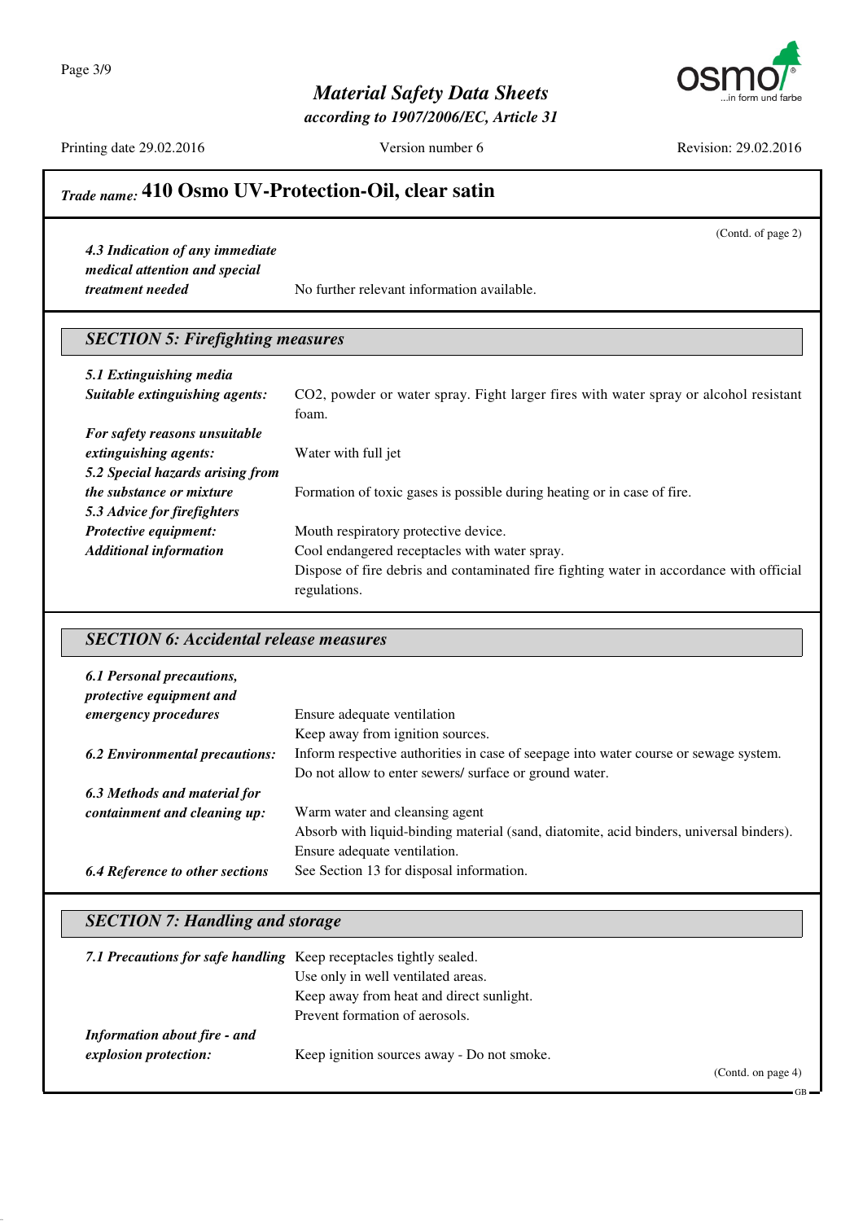*Trade name:* **410 Osmo UV-Protection-Oil, clear satin**

(Contd. of page 2)

***4.3 Indication of any immediate medical attention and special treatment needed*** No further relevant information available.

## *SECTION 5: Firefighting measures*

***5.1 Extinguishing media***

***Suitable extinguishing agents:*** $CO_2$, powder or water spray. Fight larger fires with water spray or alcohol resistant foam.

***For safety reasons unsuitable extinguishing agents:*** Water with full jet

***5.2 Special hazards arising from the substance or mixture*** Formation of toxic gases is possible during heating or in case of fire.

***5.3 Advice for firefighters***

***Protective equipment:*** Mouth respiratory protective device.

***Additional information*** Cool endangered receptacles with water spray.
Dispose of fire debris and contaminated fire fighting water in accordance with official regulations.

## *SECTION 6: Accidental release measures*

***6.1 Personal precautions, protective equipment and emergency procedures*** Ensure adequate ventilation
Keep away from ignition sources.

***6.2 Environmental precautions:*** Inform respective authorities in case of seepage into water course or sewage system.
Do not allow to enter sewers/ surface or ground water.

***6.3 Methods and material for containment and cleaning up:*** Warm water and cleansing agent
Absorb with liquid-binding material (sand, diatomite, acid binders, universal binders).
Ensure adequate ventilation.

***6.4 Reference to other sections*** See Section 13 for disposal information.

## *SECTION 7: Handling and storage*

***7.1 Precautions for safe handling*** Keep receptacles tightly sealed.
Use only in well ventilated areas.
Keep away from heat and direct sunlight.
Prevent formation of aerosols.

***Information about fire - and explosion protection:*** Keep ignition sources away - Do not smoke.

(Contd. on page 4)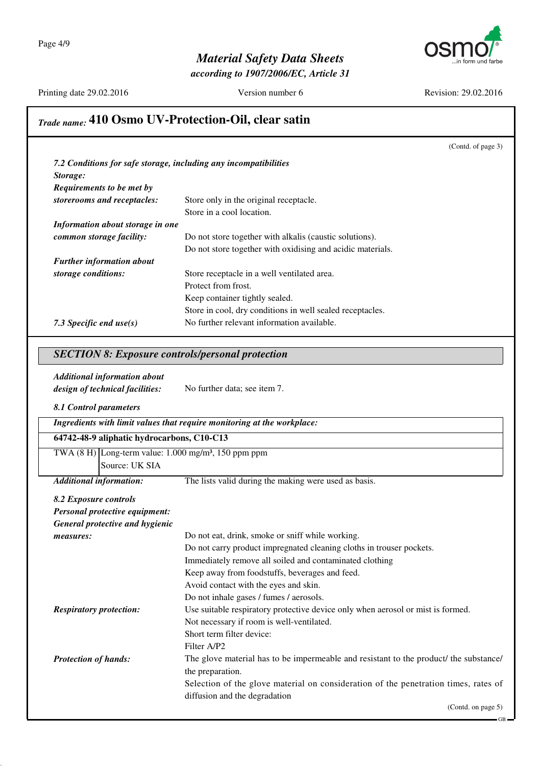## Trade name: 410 Osmo UV-Protection-Oil, clear satin

(Contd. of page 3)

*7.2 Conditions for safe storage, including any incompatibilities*

***Storage:***

***Requirements to be met by storerooms and receptacles:*** Store only in the original receptacle.
Store in a cool location.

***Information about storage in one common storage facility:*** Do not store together with alkalis (caustic solutions).
Do not store together with oxidising and acidic materials.

***Further information about storage conditions:*** Store receptacle in a well ventilated area.
Protect from frost.
Keep container tightly sealed.
Store in cool, dry conditions in well sealed receptacles.

***7.3 Specific end use(s)*** No further relevant information available.

## SECTION 8: Exposure controls/personal protection

***Additional information about design of technical facilities:*** No further data; see item 7.

***8.1 Control parameters***

| ***Ingredients with limit values that require monitoring at the workplace:*** | |
|---|---|
| **64742-48-9 aliphatic hydrocarbons, C10-C13** | |
| TWA (8 H) | Long-term value: 1.000 mg/m³, 150 ppm ppm<br>Source: UK SIA |

***Additional information:*** The lists valid during the making were used as basis.

***8.2 Exposure controls***

***Personal protective equipment:***

***General protective and hygienic measures:***
Do not eat, drink, smoke or sniff while working.
Do not carry product impregnated cleaning cloths in trouser pockets.
Immediately remove all soiled and contaminated clothing
Keep away from foodstuffs, beverages and feed.
Avoid contact with the eyes and skin.
Do not inhale gases / fumes / aerosols.

***Respiratory protection:*** Use suitable respiratory protective device only when aerosol or mist is formed.
Not necessary if room is well-ventilated.
Short term filter device:
Filter A/P2

***Protection of hands:*** The glove material has to be impermeable and resistant to the product/ the substance/ the preparation.
Selection of the glove material on consideration of the penetration times, rates of diffusion and the degradation

(Contd. on page 5)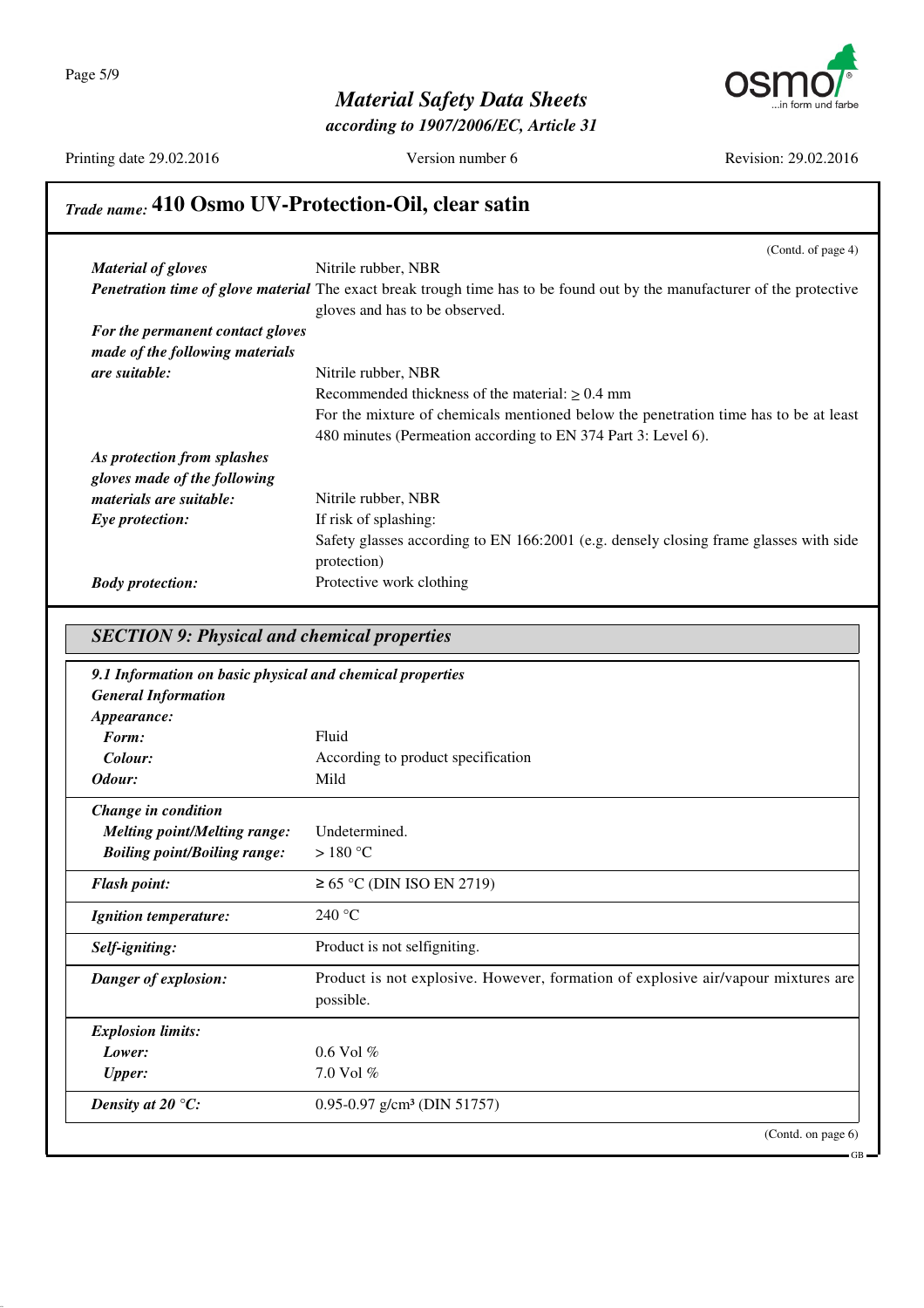## Trade name: 410 Osmo UV-Protection-Oil, clear satin

(Contd. of page 4)

| | |
|---|---|
| ***Material of gloves*** | Nitrile rubber, NBR |
| ***Penetration time of glove material*** | The exact break trough time has to be found out by the manufacturer of the protective gloves and has to be observed. |
| ***For the permanent contact gloves made of the following materials are suitable:*** | Nitrile rubber, NBR<br>Recommended thickness of the material: ≥ 0.4 mm<br>For the mixture of chemicals mentioned below the penetration time has to be at least 480 minutes (Permeation according to EN 374 Part 3: Level 6). |
| ***As protection from splashes gloves made of the following materials are suitable:*** | Nitrile rubber, NBR |
| ***Eye protection:*** | If risk of splashing:<br>Safety glasses according to EN 166:2001 (e.g. densely closing frame glasses with side protection) |
| ***Body protection:*** | Protective work clothing |

## *SECTION 9: Physical and chemical properties*

***9.1 Information on basic physical and chemical properties***

***General Information***

| | |
|---|---|
| ***Appearance:*** | |
| ***Form:*** | Fluid |
| ***Colour:*** | According to product specification |
| ***Odour:*** | Mild |
| ***Change in condition*** | |
| ***Melting point/Melting range:*** | Undetermined. |
| ***Boiling point/Boiling range:*** | > 180 °C |
| ***Flash point:*** | ≥ 65 °C (DIN ISO EN 2719) |
| ***Ignition temperature:*** | 240 °C |
| ***Self-igniting:*** | Product is not selfigniting. |
| ***Danger of explosion:*** | Product is not explosive. However, formation of explosive air/vapour mixtures are possible. |
| ***Explosion limits:*** | |
| ***Lower:*** | 0.6 Vol % |
| ***Upper:*** | 7.0 Vol % |
| ***Density at 20 °C:*** | 0.95-0.97 g/cm³ (DIN 51757) |

(Contd. on page 6)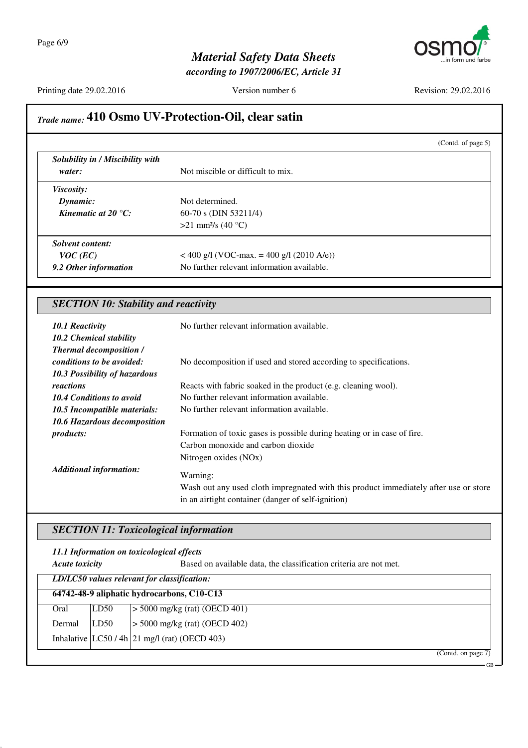## Trade name: 410 Osmo UV-Protection-Oil, clear satin

(Contd. of page 5)

| | |
|---|---|
| ***Solubility in / Miscibility with water:*** | Not miscible or difficult to mix. |
| ***Viscosity:*** | |
| ***Dynamic:*** | Not determined. |
| ***Kinematic at 20 °C:*** | 60-70 s (DIN 53211/4)<br>>21 mm²/s (40 °C) |
| ***Solvent content:*** | |
| ***VOC (EC)*** | < 400 g/l (VOC-max. = 400 g/l (2010 A/e)) |
| ***9.2 Other information*** | No further relevant information available. |

## SECTION 10: Stability and reactivity

- ***10.1 Reactivity*** No further relevant information available.
- ***10.2 Chemical stability***
- ***Thermal decomposition / conditions to be avoided:*** No decomposition if used and stored according to specifications.
- ***10.3 Possibility of hazardous reactions*** Reacts with fabric soaked in the product (e.g. cleaning wool).
- ***10.4 Conditions to avoid*** No further relevant information available.
- ***10.5 Incompatible materials:*** No further relevant information available.
- ***10.6 Hazardous decomposition products:*** Formation of toxic gases is possible during heating or in case of fire.
  Carbon monoxide and carbon dioxide
  Nitrogen oxides (NOx)
- ***Additional information:*** Warning:
  Wash out any used cloth impregnated with this product immediately after use or store in an airtight container (danger of self-ignition)

## SECTION 11: Toxicological information

- ***11.1 Information on toxicological effects***
- ***Acute toxicity*** Based on available data, the classification criteria are not met.

***LD/LC50 values relevant for classification:***

**64742-48-9 aliphatic hydrocarbons, C10-C13**

| | | |
|---|---|---|
| Oral | LD50 | > 5000 mg/kg (rat) (OECD 401) |
| Dermal | LD50 | > 5000 mg/kg (rat) (OECD 402) |
| Inhalative | LC50 / 4h | 21 mg/l (rat) (OECD 403) |

(Contd. on page 7)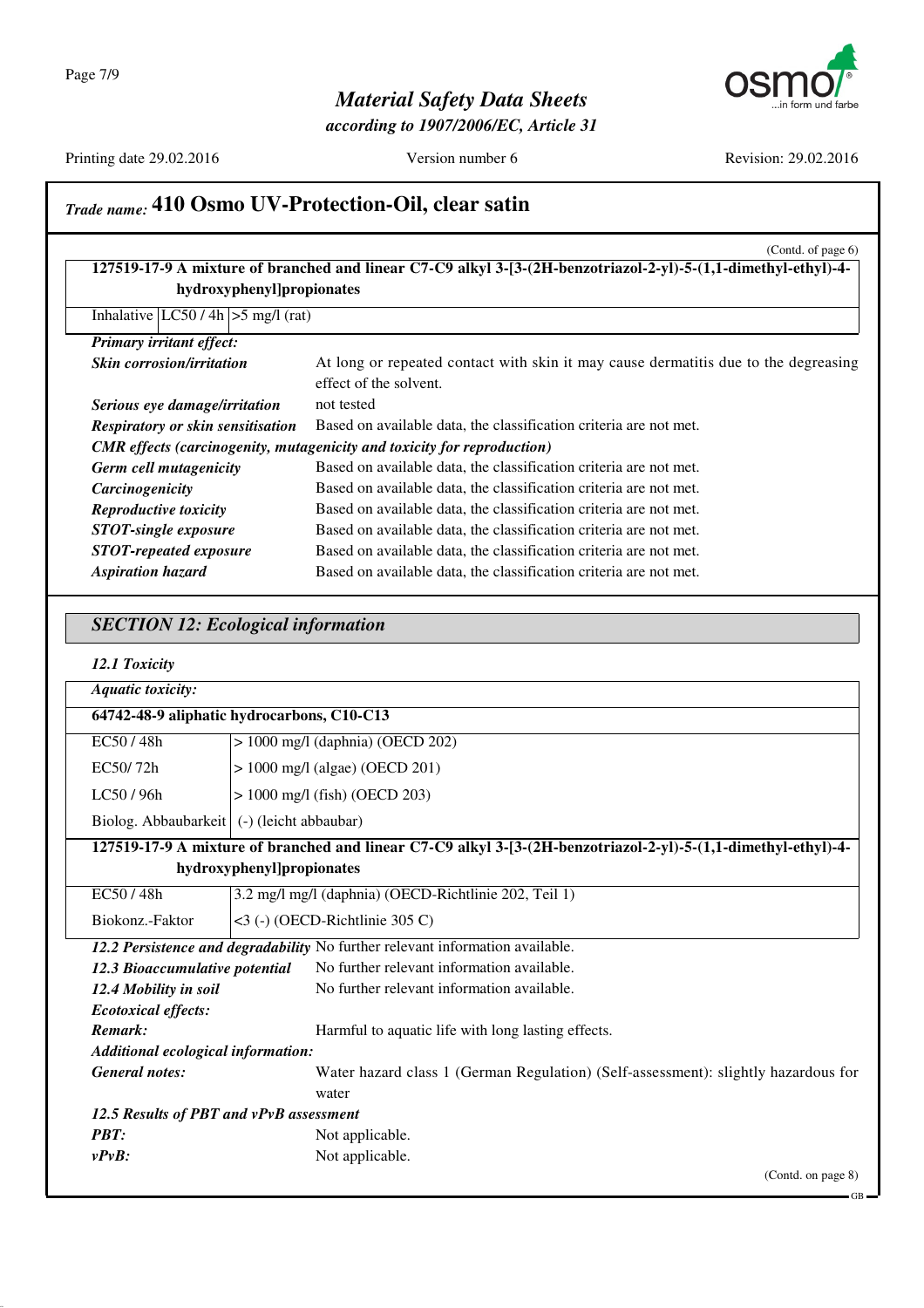## Trade name: 410 Osmo UV-Protection-Oil, clear satin

(Contd. of page 6)

| **127519-17-9 A mixture of branched and linear C7-C9 alkyl 3-[3-(2H-benzotriazol-2-yl)-5-(1,1-dimethyl-ethyl)-4-hydroxyphenyl]propionates** | | |
|---|---|---|
| Inhalative | LC50 / 4h | >5 mg/l (rat) |

***Primary irritant effect:***

***Skin corrosion/irritation*** At long or repeated contact with skin it may cause dermatitis due to the degreasing effect of the solvent.

***Serious eye damage/irritation*** not tested

***Respiratory or skin sensitisation*** Based on available data, the classification criteria are not met.

***CMR effects (carcinogenity, mutagenicity and toxicity for reproduction)***

***Germ cell mutagenicity*** Based on available data, the classification criteria are not met.

***Carcinogenicity*** Based on available data, the classification criteria are not met.

***Reproductive toxicity*** Based on available data, the classification criteria are not met.

***STOT-single exposure*** Based on available data, the classification criteria are not met.

***STOT-repeated exposure*** Based on available data, the classification criteria are not met.

***Aspiration hazard*** Based on available data, the classification criteria are not met.

## *SECTION 12: Ecological information*

***12.1 Toxicity***

| ***Aquatic toxicity:*** | |
|---|---|
| **64742-48-9 aliphatic hydrocarbons, C10-C13** | |
| EC50 / 48h | > 1000 mg/l (daphnia) (OECD 202) |
| EC50/ 72h | > 1000 mg/l (algae) (OECD 201) |
| LC50 / 96h | > 1000 mg/l (fish) (OECD 203) |
| Biolog. Abbaubarkeit | (-) (leicht abbaubar) |
| **127519-17-9 A mixture of branched and linear C7-C9 alkyl 3-[3-(2H-benzotriazol-2-yl)-5-(1,1-dimethyl-ethyl)-4-hydroxyphenyl]propionates** | |
| EC50 / 48h | 3.2 mg/l mg/l (daphnia) (OECD-Richtlinie 202, Teil 1) |
| Biokonz.-Faktor | <3 (-) (OECD-Richtlinie 305 C) |

***12.2 Persistence and degradability*** No further relevant information available.

***12.3 Bioaccumulative potential*** No further relevant information available.

***12.4 Mobility in soil*** No further relevant information available.

***Ecotoxical effects:***

***Remark:*** Harmful to aquatic life with long lasting effects.

***Additional ecological information:***

***General notes:*** Water hazard class 1 (German Regulation) (Self-assessment): slightly hazardous for water

***12.5 Results of PBT and vPvB assessment***

***PBT:*** Not applicable.

***vPvB:*** Not applicable.

(Contd. on page 8)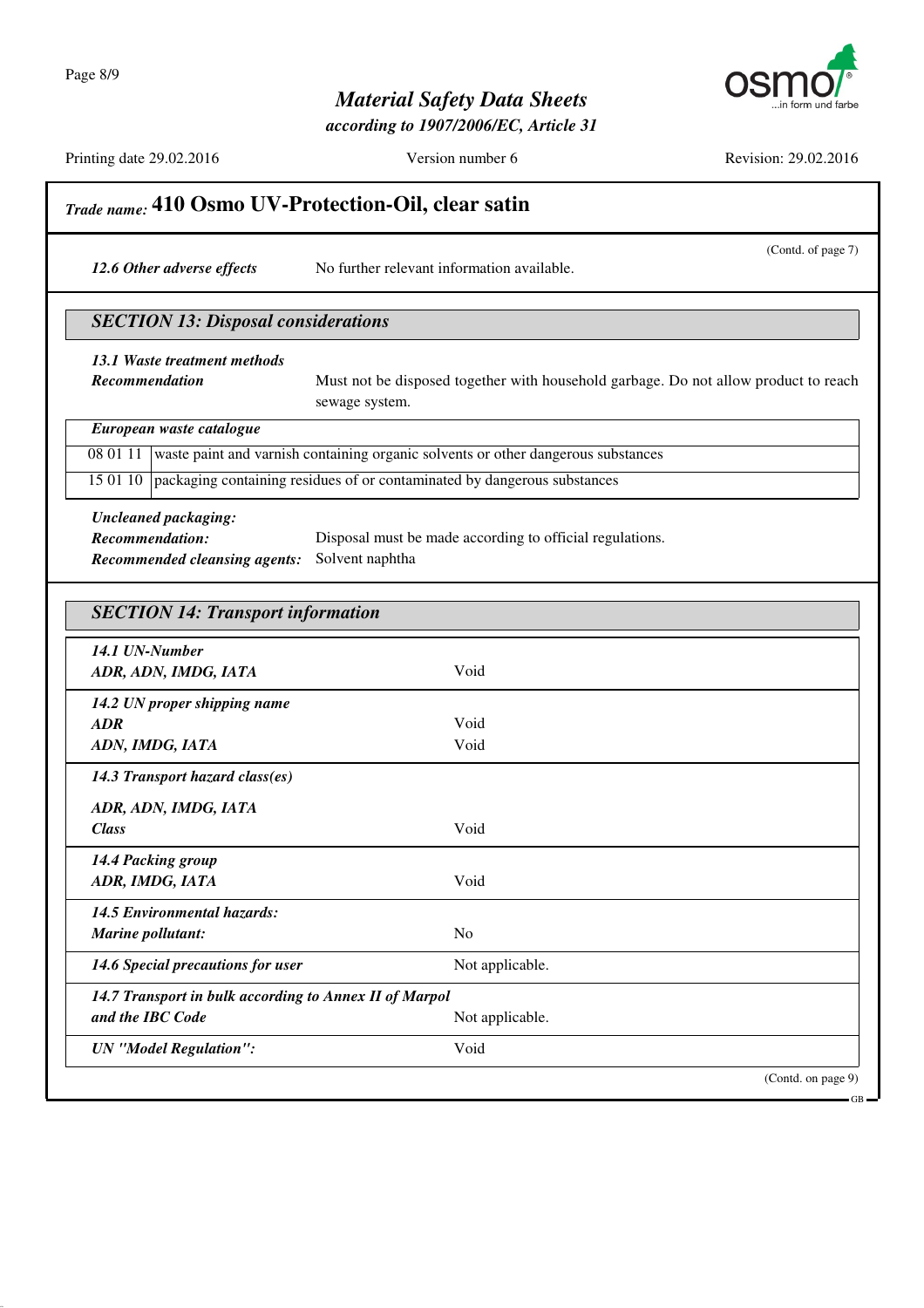## Trade name: 410 Osmo UV-Protection-Oil, clear satin

(Contd. of page 7)

***12.6 Other adverse effects*** No further relevant information available.

## SECTION 13: Disposal considerations

***13.1 Waste treatment methods***

***Recommendation*** Must not be disposed together with household garbage. Do not allow product to reach sewage system.

***European waste catalogue***

| | |
|---|---|
| 08 01 11 | waste paint and varnish containing organic solvents or other dangerous substances |
| 15 01 10 | packaging containing residues of or contaminated by dangerous substances |

***Uncleaned packaging:***

***Recommendation:*** Disposal must be made according to official regulations.

***Recommended cleansing agents:*** Solvent naphtha

## SECTION 14: Transport information

| | |
|---|---|
| ***14.1 UN-Number*** | |
| ***ADR, ADN, IMDG, IATA*** | Void |
| ***14.2 UN proper shipping name*** | |
| ***ADR*** | Void |
| ***ADN, IMDG, IATA*** | Void |
| ***14.3 Transport hazard class(es)*** | |
| ***ADR, ADN, IMDG, IATA*** | |
| ***Class*** | Void |
| ***14.4 Packing group*** | |
| ***ADR, IMDG, IATA*** | Void |
| ***14.5 Environmental hazards:*** | |
| ***Marine pollutant:*** | No |
| ***14.6 Special precautions for user*** | Not applicable. |
| ***14.7 Transport in bulk according to Annex II of Marpol and the IBC Code*** | Not applicable. |
| ***UN "Model Regulation":*** | Void |

(Contd. on page 9)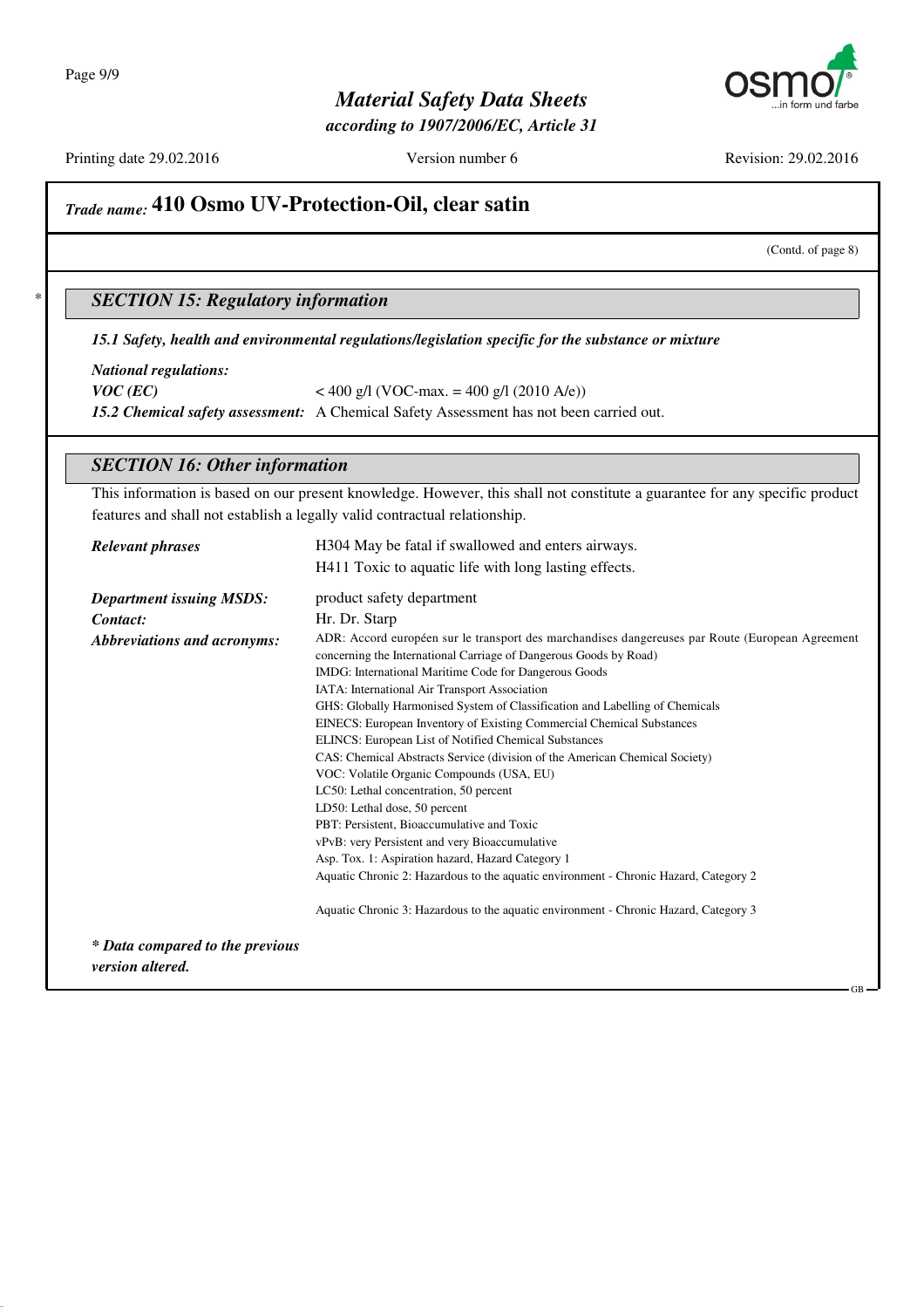## Trade name: 410 Osmo UV-Protection-Oil, clear satin

(Contd. of page 8)

### * SECTION 15: Regulatory information

***15.1 Safety, health and environmental regulations/legislation specific for the substance or mixture***

***National regulations:***

***VOC (EC)*** < 400 g/l (VOC-max. = 400 g/l (2010 A/e))

***15.2 Chemical safety assessment:*** A Chemical Safety Assessment has not been carried out.

### SECTION 16: Other information

This information is based on our present knowledge. However, this shall not constitute a guarantee for any specific product features and shall not establish a legally valid contractual relationship.

***Relevant phrases***

H304 May be fatal if swallowed and enters airways.
H411 Toxic to aquatic life with long lasting effects.

***Department issuing MSDS:*** product safety department

***Contact:*** Hr. Dr. Starp

***Abbreviations and acronyms:***

ADR: Accord européen sur le transport des marchandises dangereuses par Route (European Agreement concerning the International Carriage of Dangerous Goods by Road)
IMDG: International Maritime Code for Dangerous Goods
IATA: International Air Transport Association
GHS: Globally Harmonised System of Classification and Labelling of Chemicals
EINECS: European Inventory of Existing Commercial Chemical Substances
ELINCS: European List of Notified Chemical Substances
CAS: Chemical Abstracts Service (division of the American Chemical Society)
VOC: Volatile Organic Compounds (USA, EU)
LC50: Lethal concentration, 50 percent
LD50: Lethal dose, 50 percent
PBT: Persistent, Bioaccumulative and Toxic
vPvB: very Persistent and very Bioaccumulative
Asp. Tox. 1: Aspiration hazard, Hazard Category 1
Aquatic Chronic 2: Hazardous to the aquatic environment - Chronic Hazard, Category 2

Aquatic Chronic 3: Hazardous to the aquatic environment - Chronic Hazard, Category 3

***\* Data compared to the previous version altered.***